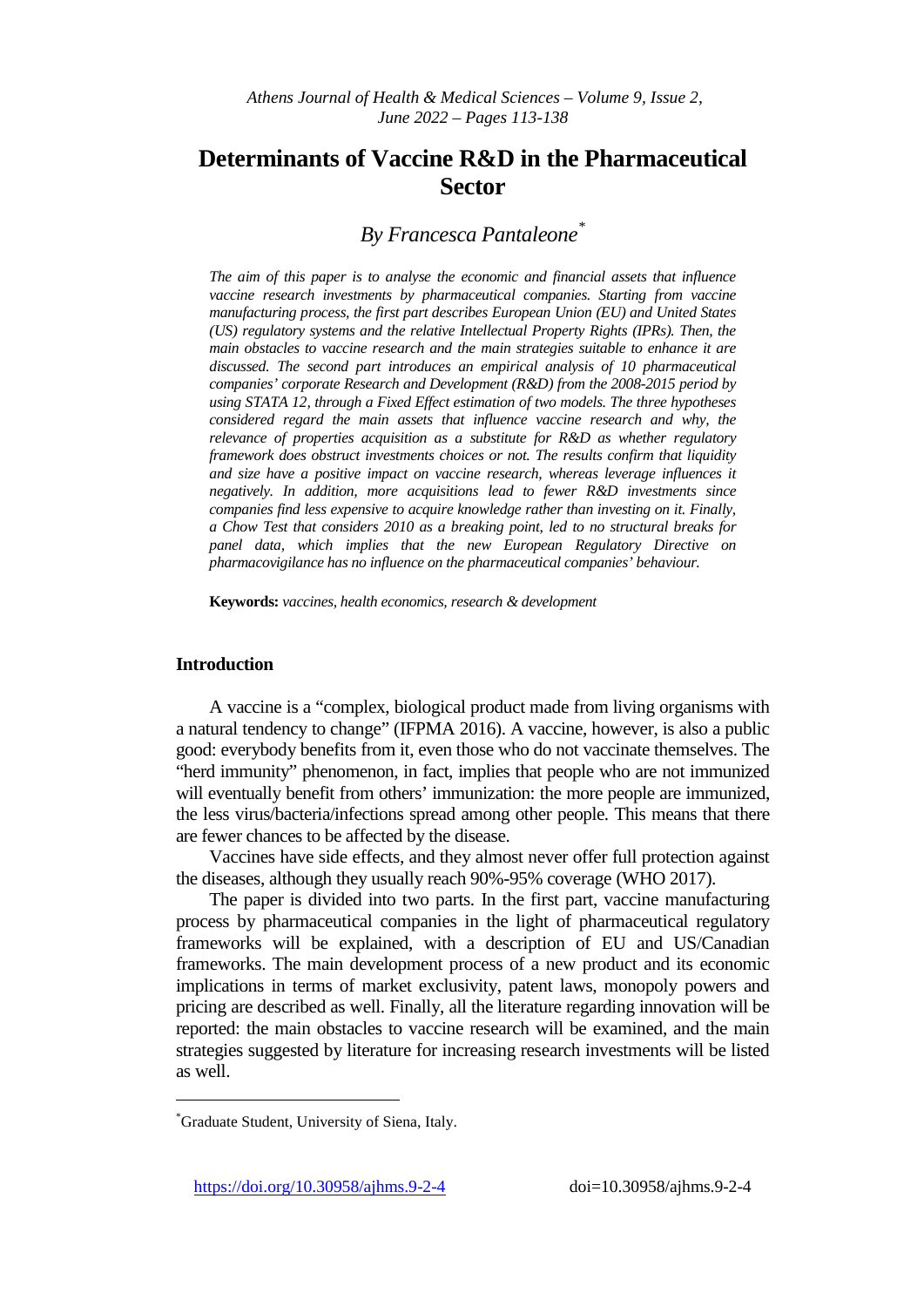# Determinants of Vaccine R&D in the Pharmaceutical Sector

## *By Francesca Pantaleone*[*]

*The aim of this paper is to analyse the economic and financial assets that influence vaccine research investments by pharmaceutical companies. Starting from vaccine manufacturing process, the first part describes European Union (EU) and United States (US) regulatory systems and the relative Intellectual Property Rights (IPRs). Then, the main obstacles to vaccine research and the main strategies suitable to enhance it are discussed. The second part introduces an empirical analysis of 10 pharmaceutical companies' corporate Research and Development (R&D) from the 2008-2015 period by using STATA 12, through a Fixed Effect estimation of two models. The three hypotheses considered regard the main assets that influence vaccine research and why, the relevance of properties acquisition as a substitute for R&D as whether regulatory framework does obstruct investments choices or not. The results confirm that liquidity and size have a positive impact on vaccine research, whereas leverage influences it negatively. In addition, more acquisitions lead to fewer R&D investments since companies find less expensive to acquire knowledge rather than investing on it. Finally, a Chow Test that considers 2010 as a breaking point, led to no structural breaks for panel data, which implies that the new European Regulatory Directive on pharmacovigilance has no influence on the pharmaceutical companies' behaviour.*

**Keywords:** *vaccines, health economics, research & development*

## Introduction

A vaccine is a "complex, biological product made from living organisms with a natural tendency to change" (IFPMA 2016). A vaccine, however, is also a public good: everybody benefits from it, even those who do not vaccinate themselves. The "herd immunity" phenomenon, in fact, implies that people who are not immunized will eventually benefit from others' immunization: the more people are immunized, the less virus/bacteria/infections spread among other people. This means that there are fewer chances to be affected by the disease.

Vaccines have side effects, and they almost never offer full protection against the diseases, although they usually reach 90%-95% coverage (WHO 2017).

The paper is divided into two parts. In the first part, vaccine manufacturing process by pharmaceutical companies in the light of pharmaceutical regulatory frameworks will be explained, with a description of EU and US/Canadian frameworks. The main development process of a new product and its economic implications in terms of market exclusivity, patent laws, monopoly powers and pricing are described as well. Finally, all the literature regarding innovation will be reported: the main obstacles to vaccine research will be examined, and the main strategies suggested by literature for increasing research investments will be listed as well.

---

[*] Graduate Student, University of Siena, Italy.

https://doi.org/10.30958/ajhms.9-2-4 doi=10.30958/ajhms.9-2-4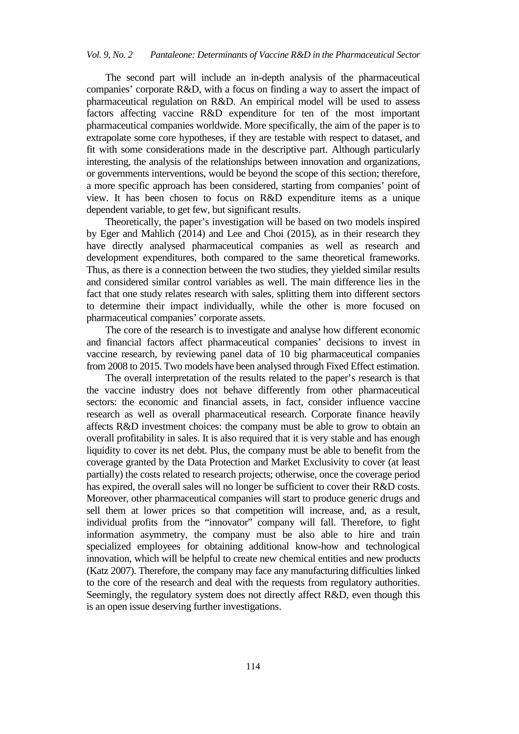The second part will include an in-depth analysis of the pharmaceutical companies' corporate R&D, with a focus on finding a way to assert the impact of pharmaceutical regulation on R&D. An empirical model will be used to assess factors affecting vaccine R&D expenditure for ten of the most important pharmaceutical companies worldwide. More specifically, the aim of the paper is to extrapolate some core hypotheses, if they are testable with respect to dataset, and fit with some considerations made in the descriptive part. Although particularly interesting, the analysis of the relationships between innovation and organizations, or governments interventions, would be beyond the scope of this section; therefore, a more specific approach has been considered, starting from companies' point of view. It has been chosen to focus on R&D expenditure items as a unique dependent variable, to get few, but significant results.

Theoretically, the paper's investigation will be based on two models inspired by Eger and Mahlich (2014) and Lee and Choi (2015), as in their research they have directly analysed pharmaceutical companies as well as research and development expenditures, both compared to the same theoretical frameworks. Thus, as there is a connection between the two studies, they yielded similar results and considered similar control variables as well. The main difference lies in the fact that one study relates research with sales, splitting them into different sectors to determine their impact individually, while the other is more focused on pharmaceutical companies' corporate assets.

The core of the research is to investigate and analyse how different economic and financial factors affect pharmaceutical companies' decisions to invest in vaccine research, by reviewing panel data of 10 big pharmaceutical companies from 2008 to 2015. Two models have been analysed through Fixed Effect estimation.

The overall interpretation of the results related to the paper's research is that the vaccine industry does not behave differently from other pharmaceutical sectors: the economic and financial assets, in fact, consider influence vaccine research as well as overall pharmaceutical research. Corporate finance heavily affects R&D investment choices: the company must be able to grow to obtain an overall profitability in sales. It is also required that it is very stable and has enough liquidity to cover its net debt. Plus, the company must be able to benefit from the coverage granted by the Data Protection and Market Exclusivity to cover (at least partially) the costs related to research projects; otherwise, once the coverage period has expired, the overall sales will no longer be sufficient to cover their R&D costs. Moreover, other pharmaceutical companies will start to produce generic drugs and sell them at lower prices so that competition will increase, and, as a result, individual profits from the "innovator" company will fall. Therefore, to fight information asymmetry, the company must be also able to hire and train specialized employees for obtaining additional know-how and technological innovation, which will be helpful to create new chemical entities and new products (Katz 2007). Therefore, the company may face any manufacturing difficulties linked to the core of the research and deal with the requests from regulatory authorities. Seemingly, the regulatory system does not directly affect R&D, even though this is an open issue deserving further investigations.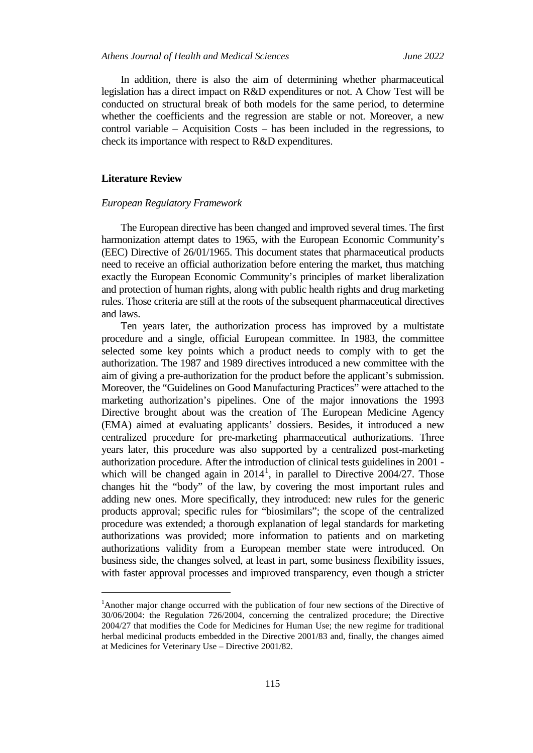In addition, there is also the aim of determining whether pharmaceutical legislation has a direct impact on R&D expenditures or not. A Chow Test will be conducted on structural break of both models for the same period, to determine whether the coefficients and the regression are stable or not. Moreover, a new control variable – Acquisition Costs – has been included in the regressions, to check its importance with respect to R&D expenditures.

## Literature Review

### *European Regulatory Framework*

The European directive has been changed and improved several times. The first harmonization attempt dates to 1965, with the European Economic Community's (EEC) Directive of 26/01/1965. This document states that pharmaceutical products need to receive an official authorization before entering the market, thus matching exactly the European Economic Community's principles of market liberalization and protection of human rights, along with public health rights and drug marketing rules. Those criteria are still at the roots of the subsequent pharmaceutical directives and laws.

Ten years later, the authorization process has improved by a multistate procedure and a single, official European committee. In 1983, the committee selected some key points which a product needs to comply with to get the authorization. The 1987 and 1989 directives introduced a new committee with the aim of giving a pre-authorization for the product before the applicant's submission. Moreover, the "Guidelines on Good Manufacturing Practices" were attached to the marketing authorization's pipelines. One of the major innovations the 1993 Directive brought about was the creation of The European Medicine Agency (EMA) aimed at evaluating applicants' dossiers. Besides, it introduced a new centralized procedure for pre-marketing pharmaceutical authorizations. Three years later, this procedure was also supported by a centralized post-marketing authorization procedure. After the introduction of clinical tests guidelines in 2001 - which will be changed again in 2014[1], in parallel to Directive 2004/27. Those changes hit the "body" of the law, by covering the most important rules and adding new ones. More specifically, they introduced: new rules for the generic products approval; specific rules for "biosimilars"; the scope of the centralized procedure was extended; a thorough explanation of legal standards for marketing authorizations was provided; more information to patients and on marketing authorizations validity from a European member state were introduced. On business side, the changes solved, at least in part, some business flexibility issues, with faster approval processes and improved transparency, even though a stricter

---

[1]Another major change occurred with the publication of four new sections of the Directive of 30/06/2004: the Regulation 726/2004, concerning the centralized procedure; the Directive 2004/27 that modifies the Code for Medicines for Human Use; the new regime for traditional herbal medicinal products embedded in the Directive 2001/83 and, finally, the changes aimed at Medicines for Veterinary Use – Directive 2001/82.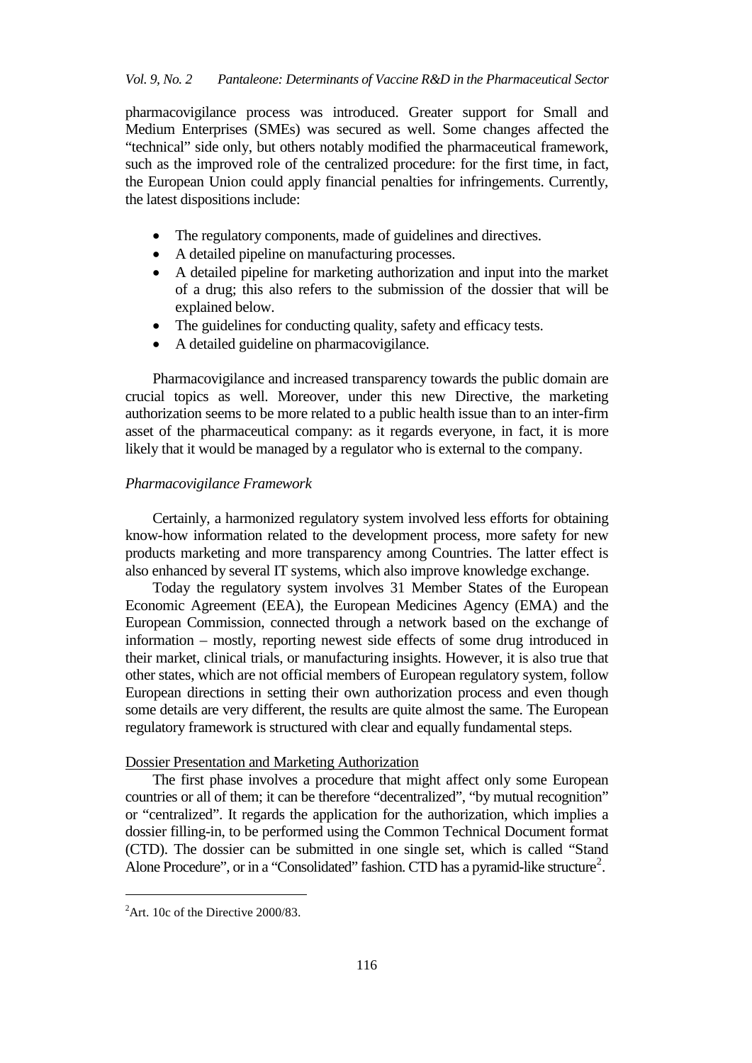pharmacovigilance process was introduced. Greater support for Small and Medium Enterprises (SMEs) was secured as well. Some changes affected the "technical" side only, but others notably modified the pharmaceutical framework, such as the improved role of the centralized procedure: for the first time, in fact, the European Union could apply financial penalties for infringements. Currently, the latest dispositions include:

- The regulatory components, made of guidelines and directives.
- A detailed pipeline on manufacturing processes.
- A detailed pipeline for marketing authorization and input into the market of a drug; this also refers to the submission of the dossier that will be explained below.
- The guidelines for conducting quality, safety and efficacy tests.
- A detailed guideline on pharmacovigilance.

Pharmacovigilance and increased transparency towards the public domain are crucial topics as well. Moreover, under this new Directive, the marketing authorization seems to be more related to a public health issue than to an inter-firm asset of the pharmaceutical company: as it regards everyone, in fact, it is more likely that it would be managed by a regulator who is external to the company.

*Pharmacovigilance Framework*

Certainly, a harmonized regulatory system involved less efforts for obtaining know-how information related to the development process, more safety for new products marketing and more transparency among Countries. The latter effect is also enhanced by several IT systems, which also improve knowledge exchange.

Today the regulatory system involves 31 Member States of the European Economic Agreement (EEA), the European Medicines Agency (EMA) and the European Commission, connected through a network based on the exchange of information – mostly, reporting newest side effects of some drug introduced in their market, clinical trials, or manufacturing insights. However, it is also true that other states, which are not official members of European regulatory system, follow European directions in setting their own authorization process and even though some details are very different, the results are quite almost the same. The European regulatory framework is structured with clear and equally fundamental steps.

<u>Dossier Presentation and Marketing Authorization</u>

The first phase involves a procedure that might affect only some European countries or all of them; it can be therefore "decentralized", "by mutual recognition" or "centralized". It regards the application for the authorization, which implies a dossier filling-in, to be performed using the Common Technical Document format (CTD). The dossier can be submitted in one single set, which is called "Stand Alone Procedure", or in a "Consolidated" fashion. CTD has a pyramid-like structure[2].

[2]Art. 10c of the Directive 2000/83.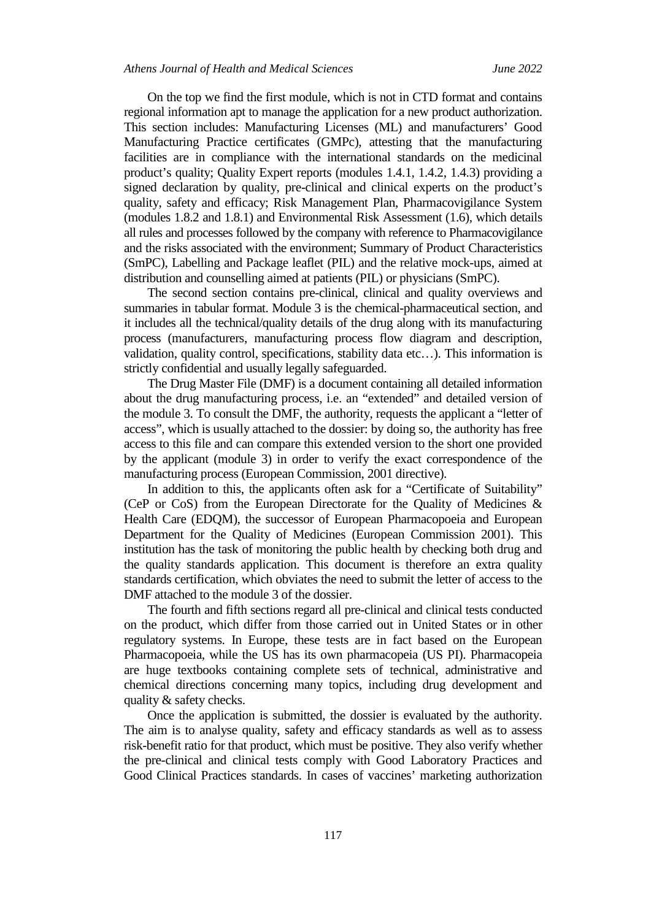On the top we find the first module, which is not in CTD format and contains regional information apt to manage the application for a new product authorization. This section includes: Manufacturing Licenses (ML) and manufacturers' Good Manufacturing Practice certificates (GMPc), attesting that the manufacturing facilities are in compliance with the international standards on the medicinal product's quality; Quality Expert reports (modules 1.4.1, 1.4.2, 1.4.3) providing a signed declaration by quality, pre-clinical and clinical experts on the product's quality, safety and efficacy; Risk Management Plan, Pharmacovigilance System (modules 1.8.2 and 1.8.1) and Environmental Risk Assessment (1.6), which details all rules and processes followed by the company with reference to Pharmacovigilance and the risks associated with the environment; Summary of Product Characteristics (SmPC), Labelling and Package leaflet (PIL) and the relative mock-ups, aimed at distribution and counselling aimed at patients (PIL) or physicians (SmPC).

The second section contains pre-clinical, clinical and quality overviews and summaries in tabular format. Module 3 is the chemical-pharmaceutical section, and it includes all the technical/quality details of the drug along with its manufacturing process (manufacturers, manufacturing process flow diagram and description, validation, quality control, specifications, stability data etc…). This information is strictly confidential and usually legally safeguarded.

The Drug Master File (DMF) is a document containing all detailed information about the drug manufacturing process, i.e. an "extended" and detailed version of the module 3. To consult the DMF, the authority, requests the applicant a "letter of access", which is usually attached to the dossier: by doing so, the authority has free access to this file and can compare this extended version to the short one provided by the applicant (module 3) in order to verify the exact correspondence of the manufacturing process (European Commission, 2001 directive).

In addition to this, the applicants often ask for a "Certificate of Suitability" (CeP or CoS) from the European Directorate for the Quality of Medicines & Health Care (EDQM), the successor of European Pharmacopoeia and European Department for the Quality of Medicines (European Commission 2001). This institution has the task of monitoring the public health by checking both drug and the quality standards application. This document is therefore an extra quality standards certification, which obviates the need to submit the letter of access to the DMF attached to the module 3 of the dossier.

The fourth and fifth sections regard all pre-clinical and clinical tests conducted on the product, which differ from those carried out in United States or in other regulatory systems. In Europe, these tests are in fact based on the European Pharmacopoeia, while the US has its own pharmacopeia (US PI). Pharmacopeia are huge textbooks containing complete sets of technical, administrative and chemical directions concerning many topics, including drug development and quality & safety checks.

Once the application is submitted, the dossier is evaluated by the authority. The aim is to analyse quality, safety and efficacy standards as well as to assess risk-benefit ratio for that product, which must be positive. They also verify whether the pre-clinical and clinical tests comply with Good Laboratory Practices and Good Clinical Practices standards. In cases of vaccines' marketing authorization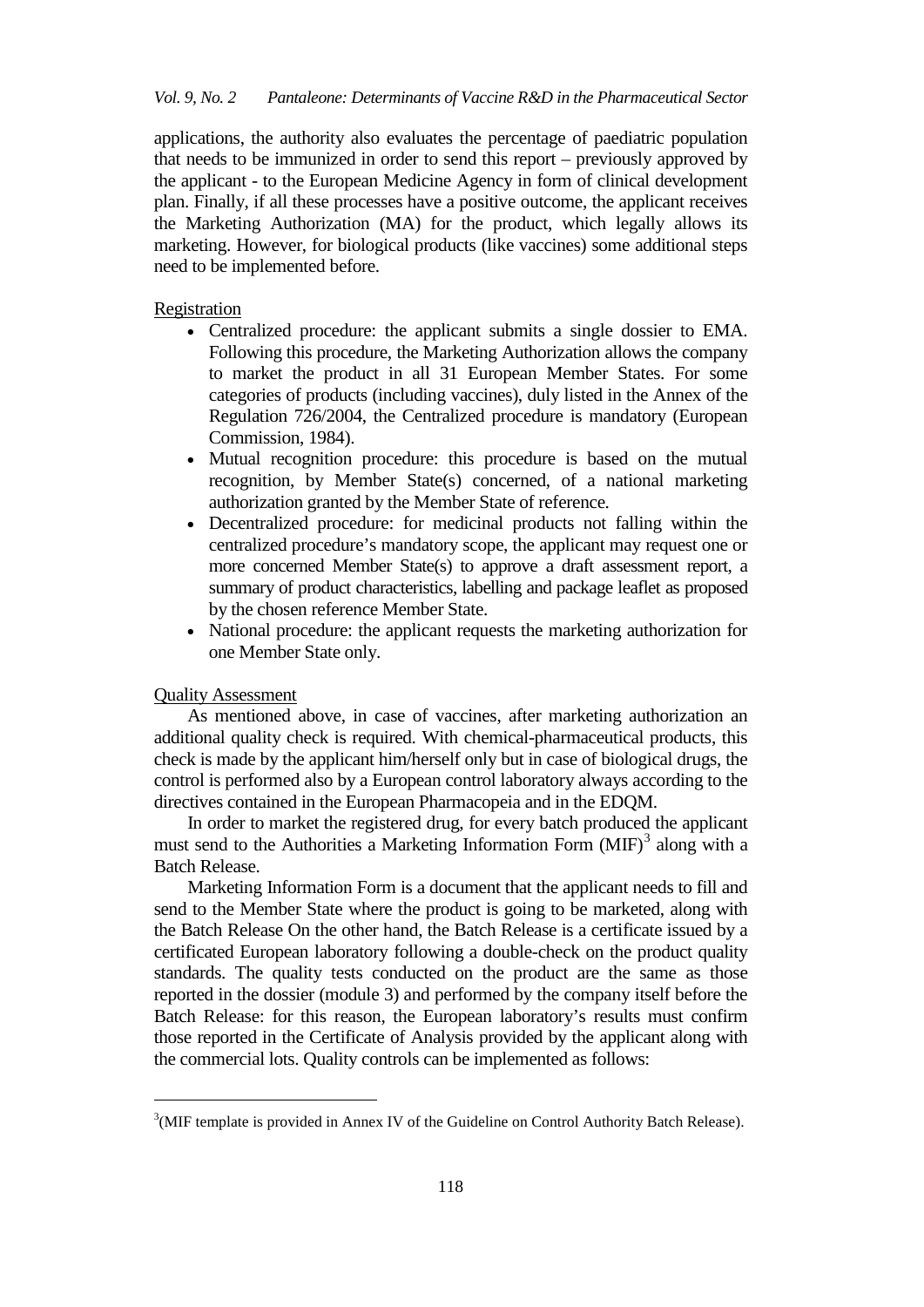applications, the authority also evaluates the percentage of paediatric population that needs to be immunized in order to send this report – previously approved by the applicant - to the European Medicine Agency in form of clinical development plan. Finally, if all these processes have a positive outcome, the applicant receives the Marketing Authorization (MA) for the product, which legally allows its marketing. However, for biological products (like vaccines) some additional steps need to be implemented before.

Registration

- Centralized procedure: the applicant submits a single dossier to EMA. Following this procedure, the Marketing Authorization allows the company to market the product in all 31 European Member States. For some categories of products (including vaccines), duly listed in the Annex of the Regulation 726/2004, the Centralized procedure is mandatory (European Commission, 1984).
- Mutual recognition procedure: this procedure is based on the mutual recognition, by Member State(s) concerned, of a national marketing authorization granted by the Member State of reference.
- Decentralized procedure: for medicinal products not falling within the centralized procedure's mandatory scope, the applicant may request one or more concerned Member State(s) to approve a draft assessment report, a summary of product characteristics, labelling and package leaflet as proposed by the chosen reference Member State.
- National procedure: the applicant requests the marketing authorization for one Member State only.

Quality Assessment

As mentioned above, in case of vaccines, after marketing authorization an additional quality check is required. With chemical-pharmaceutical products, this check is made by the applicant him/herself only but in case of biological drugs, the control is performed also by a European control laboratory always according to the directives contained in the European Pharmacopeia and in the EDQM.

In order to market the registered drug, for every batch produced the applicant must send to the Authorities a Marketing Information Form (MIF)[3] along with a Batch Release.

Marketing Information Form is a document that the applicant needs to fill and send to the Member State where the product is going to be marketed, along with the Batch Release On the other hand, the Batch Release is a certificate issued by a certificated European laboratory following a double-check on the product quality standards. The quality tests conducted on the product are the same as those reported in the dossier (module 3) and performed by the company itself before the Batch Release: for this reason, the European laboratory's results must confirm those reported in the Certificate of Analysis provided by the applicant along with the commercial lots. Quality controls can be implemented as follows:

[3](MIF template is provided in Annex IV of the Guideline on Control Authority Batch Release).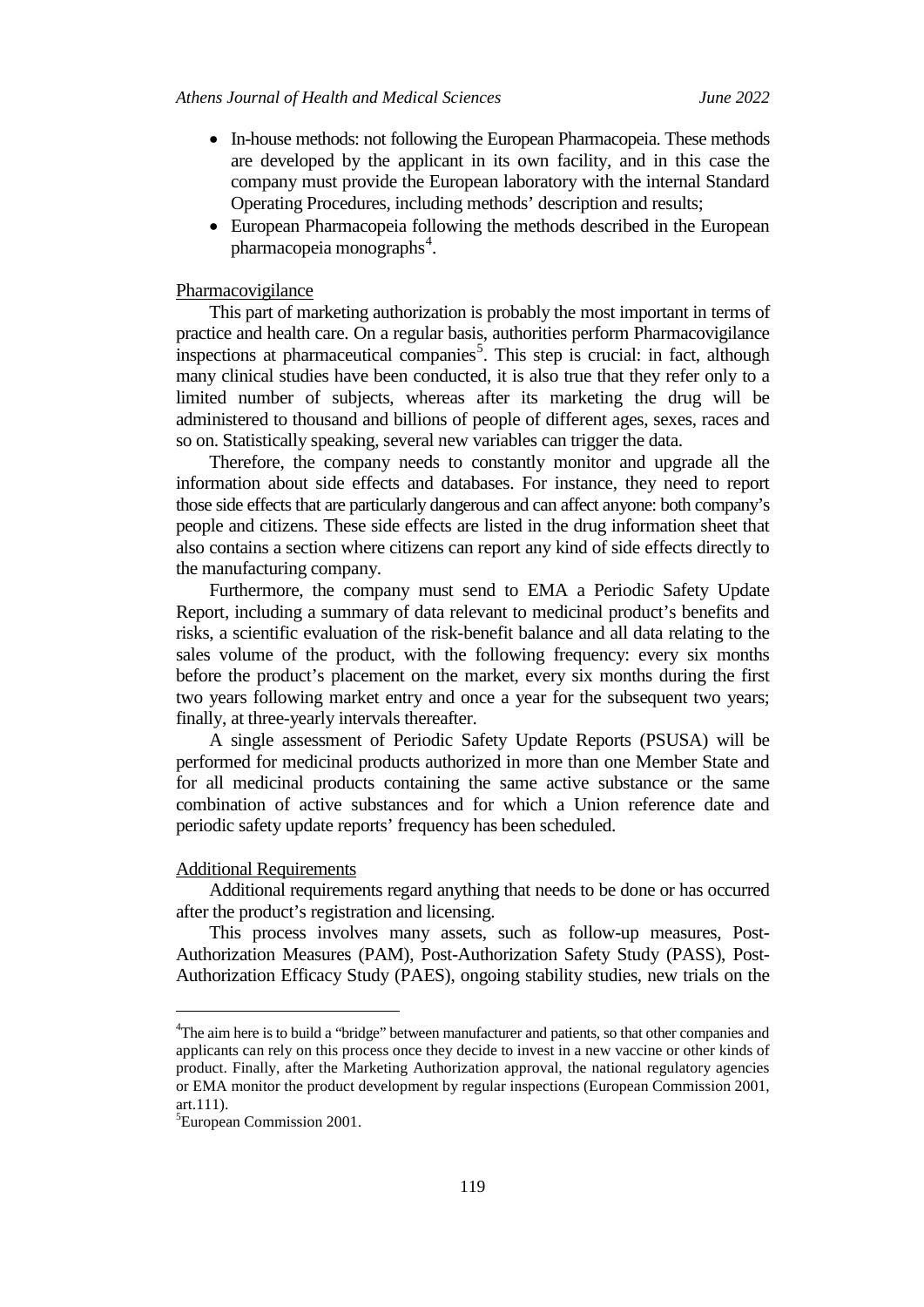- In-house methods: not following the European Pharmacopeia. These methods are developed by the applicant in its own facility, and in this case the company must provide the European laboratory with the internal Standard Operating Procedures, including methods' description and results;
- European Pharmacopeia following the methods described in the European pharmacopeia monographs[4].

Pharmacovigilance

This part of marketing authorization is probably the most important in terms of practice and health care. On a regular basis, authorities perform Pharmacovigilance inspections at pharmaceutical companies[5]. This step is crucial: in fact, although many clinical studies have been conducted, it is also true that they refer only to a limited number of subjects, whereas after its marketing the drug will be administered to thousand and billions of people of different ages, sexes, races and so on. Statistically speaking, several new variables can trigger the data.

Therefore, the company needs to constantly monitor and upgrade all the information about side effects and databases. For instance, they need to report those side effects that are particularly dangerous and can affect anyone: both company's people and citizens. These side effects are listed in the drug information sheet that also contains a section where citizens can report any kind of side effects directly to the manufacturing company.

Furthermore, the company must send to EMA a Periodic Safety Update Report, including a summary of data relevant to medicinal product's benefits and risks, a scientific evaluation of the risk-benefit balance and all data relating to the sales volume of the product, with the following frequency: every six months before the product's placement on the market, every six months during the first two years following market entry and once a year for the subsequent two years; finally, at three-yearly intervals thereafter.

A single assessment of Periodic Safety Update Reports (PSUSA) will be performed for medicinal products authorized in more than one Member State and for all medicinal products containing the same active substance or the same combination of active substances and for which a Union reference date and periodic safety update reports' frequency has been scheduled.

Additional Requirements

Additional requirements regard anything that needs to be done or has occurred after the product's registration and licensing.

This process involves many assets, such as follow-up measures, Post-Authorization Measures (PAM), Post-Authorization Safety Study (PASS), Post-Authorization Efficacy Study (PAES), ongoing stability studies, new trials on the

---

[4]The aim here is to build a "bridge" between manufacturer and patients, so that other companies and applicants can rely on this process once they decide to invest in a new vaccine or other kinds of product. Finally, after the Marketing Authorization approval, the national regulatory agencies or EMA monitor the product development by regular inspections (European Commission 2001, art.111).

[5]European Commission 2001.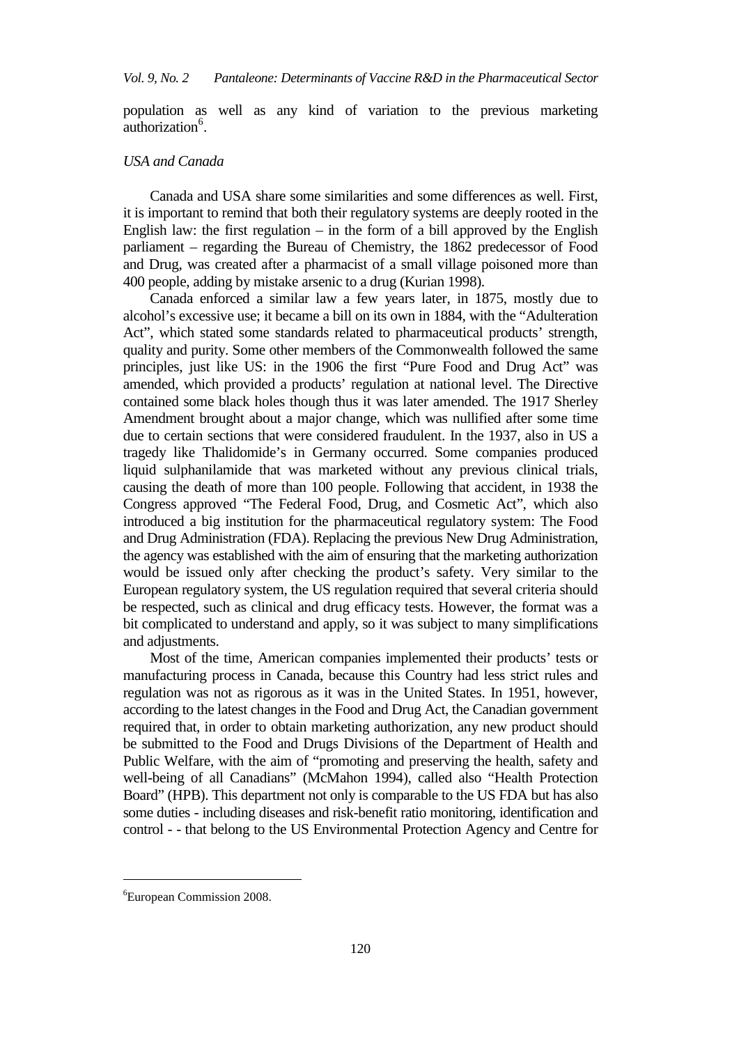population as well as any kind of variation to the previous marketing authorization[6].

*USA and Canada*

Canada and USA share some similarities and some differences as well. First, it is important to remind that both their regulatory systems are deeply rooted in the English law: the first regulation – in the form of a bill approved by the English parliament – regarding the Bureau of Chemistry, the 1862 predecessor of Food and Drug, was created after a pharmacist of a small village poisoned more than 400 people, adding by mistake arsenic to a drug (Kurian 1998).

Canada enforced a similar law a few years later, in 1875, mostly due to alcohol's excessive use; it became a bill on its own in 1884, with the "Adulteration Act", which stated some standards related to pharmaceutical products' strength, quality and purity. Some other members of the Commonwealth followed the same principles, just like US: in the 1906 the first "Pure Food and Drug Act" was amended, which provided a products' regulation at national level. The Directive contained some black holes though thus it was later amended. The 1917 Sherley Amendment brought about a major change, which was nullified after some time due to certain sections that were considered fraudulent. In the 1937, also in US a tragedy like Thalidomide's in Germany occurred. Some companies produced liquid sulphanilamide that was marketed without any previous clinical trials, causing the death of more than 100 people. Following that accident, in 1938 the Congress approved "The Federal Food, Drug, and Cosmetic Act", which also introduced a big institution for the pharmaceutical regulatory system: The Food and Drug Administration (FDA). Replacing the previous New Drug Administration, the agency was established with the aim of ensuring that the marketing authorization would be issued only after checking the product's safety. Very similar to the European regulatory system, the US regulation required that several criteria should be respected, such as clinical and drug efficacy tests. However, the format was a bit complicated to understand and apply, so it was subject to many simplifications and adjustments.

Most of the time, American companies implemented their products' tests or manufacturing process in Canada, because this Country had less strict rules and regulation was not as rigorous as it was in the United States. In 1951, however, according to the latest changes in the Food and Drug Act, the Canadian government required that, in order to obtain marketing authorization, any new product should be submitted to the Food and Drugs Divisions of the Department of Health and Public Welfare, with the aim of "promoting and preserving the health, safety and well-being of all Canadians" (McMahon 1994), called also "Health Protection Board" (HPB). This department not only is comparable to the US FDA but has also some duties - including diseases and risk-benefit ratio monitoring, identification and control - - that belong to the US Environmental Protection Agency and Centre for

[6] European Commission 2008.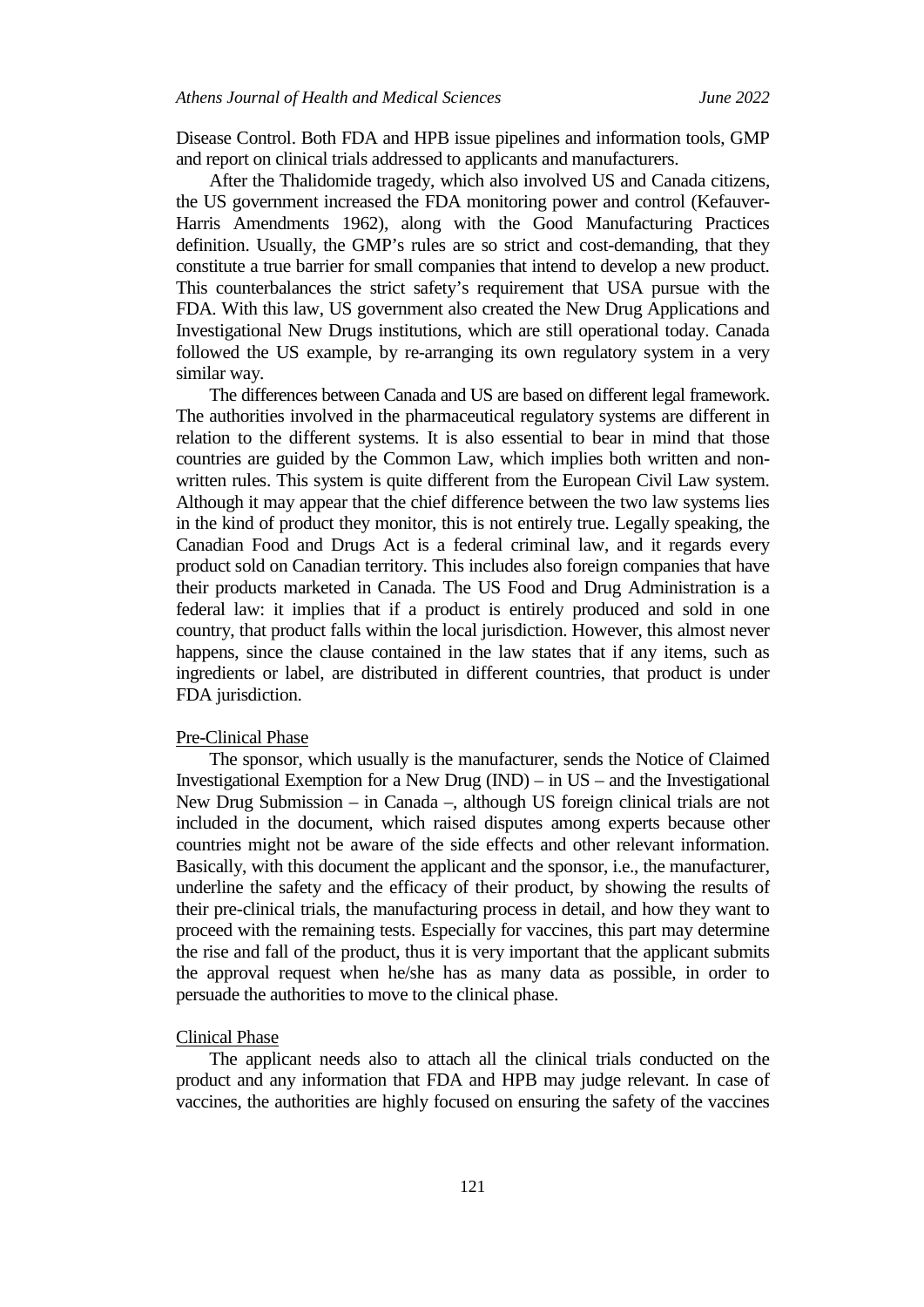Disease Control. Both FDA and HPB issue pipelines and information tools, GMP and report on clinical trials addressed to applicants and manufacturers.

After the Thalidomide tragedy, which also involved US and Canada citizens, the US government increased the FDA monitoring power and control (Kefauver-Harris Amendments 1962), along with the Good Manufacturing Practices definition. Usually, the GMP's rules are so strict and cost-demanding, that they constitute a true barrier for small companies that intend to develop a new product. This counterbalances the strict safety's requirement that USA pursue with the FDA. With this law, US government also created the New Drug Applications and Investigational New Drugs institutions, which are still operational today. Canada followed the US example, by re-arranging its own regulatory system in a very similar way.

The differences between Canada and US are based on different legal framework. The authorities involved in the pharmaceutical regulatory systems are different in relation to the different systems. It is also essential to bear in mind that those countries are guided by the Common Law, which implies both written and non-written rules. This system is quite different from the European Civil Law system. Although it may appear that the chief difference between the two law systems lies in the kind of product they monitor, this is not entirely true. Legally speaking, the Canadian Food and Drugs Act is a federal criminal law, and it regards every product sold on Canadian territory. This includes also foreign companies that have their products marketed in Canada. The US Food and Drug Administration is a federal law: it implies that if a product is entirely produced and sold in one country, that product falls within the local jurisdiction. However, this almost never happens, since the clause contained in the law states that if any items, such as ingredients or label, are distributed in different countries, that product is under FDA jurisdiction.

### Pre-Clinical Phase

The sponsor, which usually is the manufacturer, sends the Notice of Claimed Investigational Exemption for a New Drug (IND) – in US – and the Investigational New Drug Submission – in Canada –, although US foreign clinical trials are not included in the document, which raised disputes among experts because other countries might not be aware of the side effects and other relevant information. Basically, with this document the applicant and the sponsor, i.e., the manufacturer, underline the safety and the efficacy of their product, by showing the results of their pre-clinical trials, the manufacturing process in detail, and how they want to proceed with the remaining tests. Especially for vaccines, this part may determine the rise and fall of the product, thus it is very important that the applicant submits the approval request when he/she has as many data as possible, in order to persuade the authorities to move to the clinical phase.

### Clinical Phase

The applicant needs also to attach all the clinical trials conducted on the product and any information that FDA and HPB may judge relevant. In case of vaccines, the authorities are highly focused on ensuring the safety of the vaccines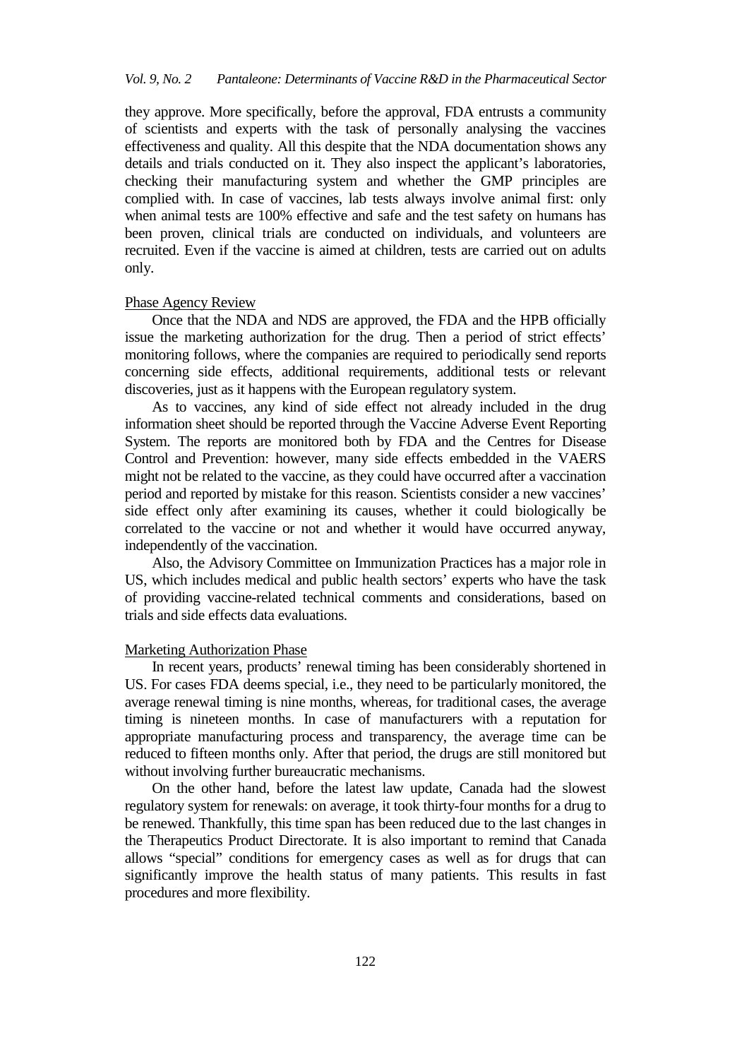they approve. More specifically, before the approval, FDA entrusts a community of scientists and experts with the task of personally analysing the vaccines effectiveness and quality. All this despite that the NDA documentation shows any details and trials conducted on it. They also inspect the applicant's laboratories, checking their manufacturing system and whether the GMP principles are complied with. In case of vaccines, lab tests always involve animal first: only when animal tests are 100% effective and safe and the test safety on humans has been proven, clinical trials are conducted on individuals, and volunteers are recruited. Even if the vaccine is aimed at children, tests are carried out on adults only.

### Phase Agency Review

Once that the NDA and NDS are approved, the FDA and the HPB officially issue the marketing authorization for the drug. Then a period of strict effects' monitoring follows, where the companies are required to periodically send reports concerning side effects, additional requirements, additional tests or relevant discoveries, just as it happens with the European regulatory system.

As to vaccines, any kind of side effect not already included in the drug information sheet should be reported through the Vaccine Adverse Event Reporting System. The reports are monitored both by FDA and the Centres for Disease Control and Prevention: however, many side effects embedded in the VAERS might not be related to the vaccine, as they could have occurred after a vaccination period and reported by mistake for this reason. Scientists consider a new vaccines' side effect only after examining its causes, whether it could biologically be correlated to the vaccine or not and whether it would have occurred anyway, independently of the vaccination.

Also, the Advisory Committee on Immunization Practices has a major role in US, which includes medical and public health sectors' experts who have the task of providing vaccine-related technical comments and considerations, based on trials and side effects data evaluations.

### Marketing Authorization Phase

In recent years, products' renewal timing has been considerably shortened in US. For cases FDA deems special, i.e., they need to be particularly monitored, the average renewal timing is nine months, whereas, for traditional cases, the average timing is nineteen months. In case of manufacturers with a reputation for appropriate manufacturing process and transparency, the average time can be reduced to fifteen months only. After that period, the drugs are still monitored but without involving further bureaucratic mechanisms.

On the other hand, before the latest law update, Canada had the slowest regulatory system for renewals: on average, it took thirty-four months for a drug to be renewed. Thankfully, this time span has been reduced due to the last changes in the Therapeutics Product Directorate. It is also important to remind that Canada allows "special" conditions for emergency cases as well as for drugs that can significantly improve the health status of many patients. This results in fast procedures and more flexibility.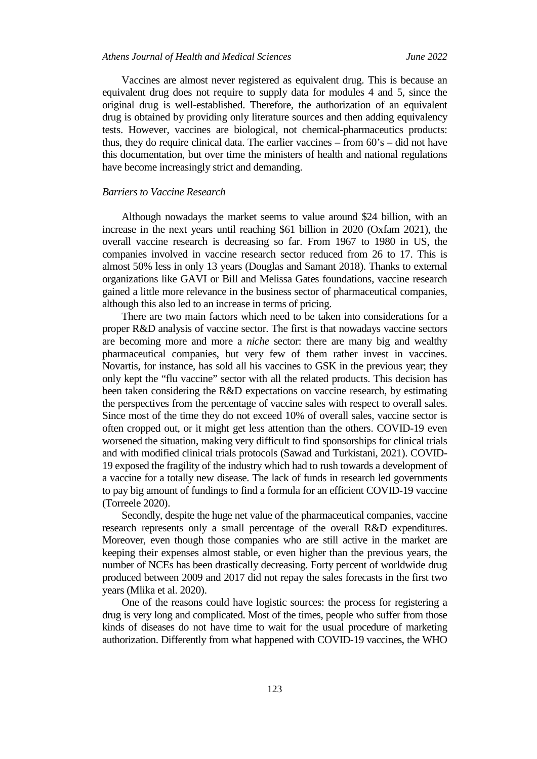Vaccines are almost never registered as equivalent drug. This is because an equivalent drug does not require to supply data for modules 4 and 5, since the original drug is well-established. Therefore, the authorization of an equivalent drug is obtained by providing only literature sources and then adding equivalency tests. However, vaccines are biological, not chemical-pharmaceutics products: thus, they do require clinical data. The earlier vaccines – from 60's – did not have this documentation, but over time the ministers of health and national regulations have become increasingly strict and demanding.

*Barriers to Vaccine Research*

Although nowadays the market seems to value around $24 billion, with an increase in the next years until reaching $61 billion in 2020 (Oxfam 2021), the overall vaccine research is decreasing so far. From 1967 to 1980 in US, the companies involved in vaccine research sector reduced from 26 to 17. This is almost 50% less in only 13 years (Douglas and Samant 2018). Thanks to external organizations like GAVI or Bill and Melissa Gates foundations, vaccine research gained a little more relevance in the business sector of pharmaceutical companies, although this also led to an increase in terms of pricing.

There are two main factors which need to be taken into considerations for a proper R&D analysis of vaccine sector. The first is that nowadays vaccine sectors are becoming more and more a *niche* sector: there are many big and wealthy pharmaceutical companies, but very few of them rather invest in vaccines. Novartis, for instance, has sold all his vaccines to GSK in the previous year; they only kept the "flu vaccine" sector with all the related products. This decision has been taken considering the R&D expectations on vaccine research, by estimating the perspectives from the percentage of vaccine sales with respect to overall sales. Since most of the time they do not exceed 10% of overall sales, vaccine sector is often cropped out, or it might get less attention than the others. COVID-19 even worsened the situation, making very difficult to find sponsorships for clinical trials and with modified clinical trials protocols (Sawad and Turkistani, 2021). COVID-19 exposed the fragility of the industry which had to rush towards a development of a vaccine for a totally new disease. The lack of funds in research led governments to pay big amount of fundings to find a formula for an efficient COVID-19 vaccine (Torreele 2020).

Secondly, despite the huge net value of the pharmaceutical companies, vaccine research represents only a small percentage of the overall R&D expenditures. Moreover, even though those companies who are still active in the market are keeping their expenses almost stable, or even higher than the previous years, the number of NCEs has been drastically decreasing. Forty percent of worldwide drug produced between 2009 and 2017 did not repay the sales forecasts in the first two years (Mlika et al. 2020).

One of the reasons could have logistic sources: the process for registering a drug is very long and complicated. Most of the times, people who suffer from those kinds of diseases do not have time to wait for the usual procedure of marketing authorization. Differently from what happened with COVID-19 vaccines, the WHO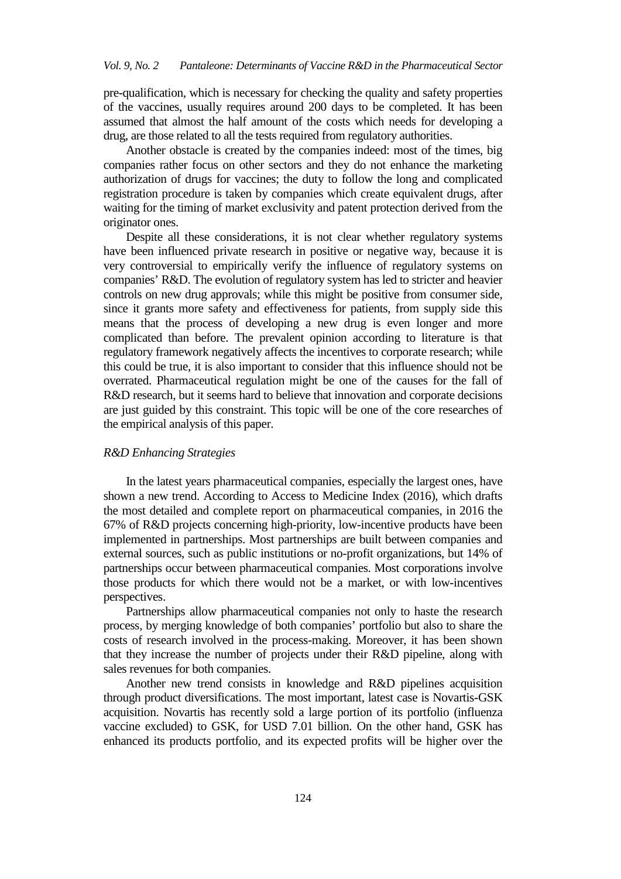pre-qualification, which is necessary for checking the quality and safety properties of the vaccines, usually requires around 200 days to be completed. It has been assumed that almost the half amount of the costs which needs for developing a drug, are those related to all the tests required from regulatory authorities.

Another obstacle is created by the companies indeed: most of the times, big companies rather focus on other sectors and they do not enhance the marketing authorization of drugs for vaccines; the duty to follow the long and complicated registration procedure is taken by companies which create equivalent drugs, after waiting for the timing of market exclusivity and patent protection derived from the originator ones.

Despite all these considerations, it is not clear whether regulatory systems have been influenced private research in positive or negative way, because it is very controversial to empirically verify the influence of regulatory systems on companies' R&D. The evolution of regulatory system has led to stricter and heavier controls on new drug approvals; while this might be positive from consumer side, since it grants more safety and effectiveness for patients, from supply side this means that the process of developing a new drug is even longer and more complicated than before. The prevalent opinion according to literature is that regulatory framework negatively affects the incentives to corporate research; while this could be true, it is also important to consider that this influence should not be overrated. Pharmaceutical regulation might be one of the causes for the fall of R&D research, but it seems hard to believe that innovation and corporate decisions are just guided by this constraint. This topic will be one of the core researches of the empirical analysis of this paper.

### *R&D Enhancing Strategies*

In the latest years pharmaceutical companies, especially the largest ones, have shown a new trend. According to Access to Medicine Index (2016), which drafts the most detailed and complete report on pharmaceutical companies, in 2016 the 67% of R&D projects concerning high-priority, low-incentive products have been implemented in partnerships. Most partnerships are built between companies and external sources, such as public institutions or no-profit organizations, but 14% of partnerships occur between pharmaceutical companies. Most corporations involve those products for which there would not be a market, or with low-incentives perspectives.

Partnerships allow pharmaceutical companies not only to haste the research process, by merging knowledge of both companies' portfolio but also to share the costs of research involved in the process-making. Moreover, it has been shown that they increase the number of projects under their R&D pipeline, along with sales revenues for both companies.

Another new trend consists in knowledge and R&D pipelines acquisition through product diversifications. The most important, latest case is Novartis-GSK acquisition. Novartis has recently sold a large portion of its portfolio (influenza vaccine excluded) to GSK, for USD 7.01 billion. On the other hand, GSK has enhanced its products portfolio, and its expected profits will be higher over the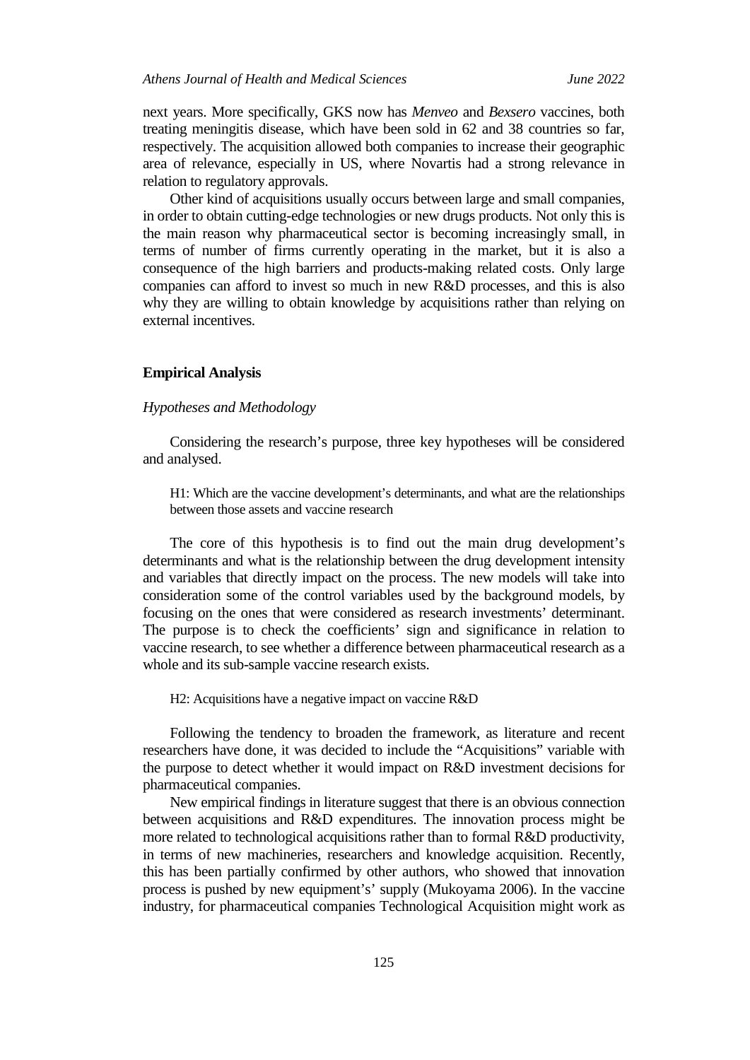next years. More specifically, GKS now has *Menveo* and *Bexsero* vaccines, both treating meningitis disease, which have been sold in 62 and 38 countries so far, respectively. The acquisition allowed both companies to increase their geographic area of relevance, especially in US, where Novartis had a strong relevance in relation to regulatory approvals.

Other kind of acquisitions usually occurs between large and small companies, in order to obtain cutting-edge technologies or new drugs products. Not only this is the main reason why pharmaceutical sector is becoming increasingly small, in terms of number of firms currently operating in the market, but it is also a consequence of the high barriers and products-making related costs. Only large companies can afford to invest so much in new R&D processes, and this is also why they are willing to obtain knowledge by acquisitions rather than relying on external incentives.

## Empirical Analysis

### *Hypotheses and Methodology*

Considering the research's purpose, three key hypotheses will be considered and analysed.

> H1: Which are the vaccine development's determinants, and what are the relationships between those assets and vaccine research

The core of this hypothesis is to find out the main drug development's determinants and what is the relationship between the drug development intensity and variables that directly impact on the process. The new models will take into consideration some of the control variables used by the background models, by focusing on the ones that were considered as research investments' determinant. The purpose is to check the coefficients' sign and significance in relation to vaccine research, to see whether a difference between pharmaceutical research as a whole and its sub-sample vaccine research exists.

> H2: Acquisitions have a negative impact on vaccine R&D

Following the tendency to broaden the framework, as literature and recent researchers have done, it was decided to include the "Acquisitions" variable with the purpose to detect whether it would impact on R&D investment decisions for pharmaceutical companies.

New empirical findings in literature suggest that there is an obvious connection between acquisitions and R&D expenditures. The innovation process might be more related to technological acquisitions rather than to formal R&D productivity, in terms of new machineries, researchers and knowledge acquisition. Recently, this has been partially confirmed by other authors, who showed that innovation process is pushed by new equipment's' supply (Mukoyama 2006). In the vaccine industry, for pharmaceutical companies Technological Acquisition might work as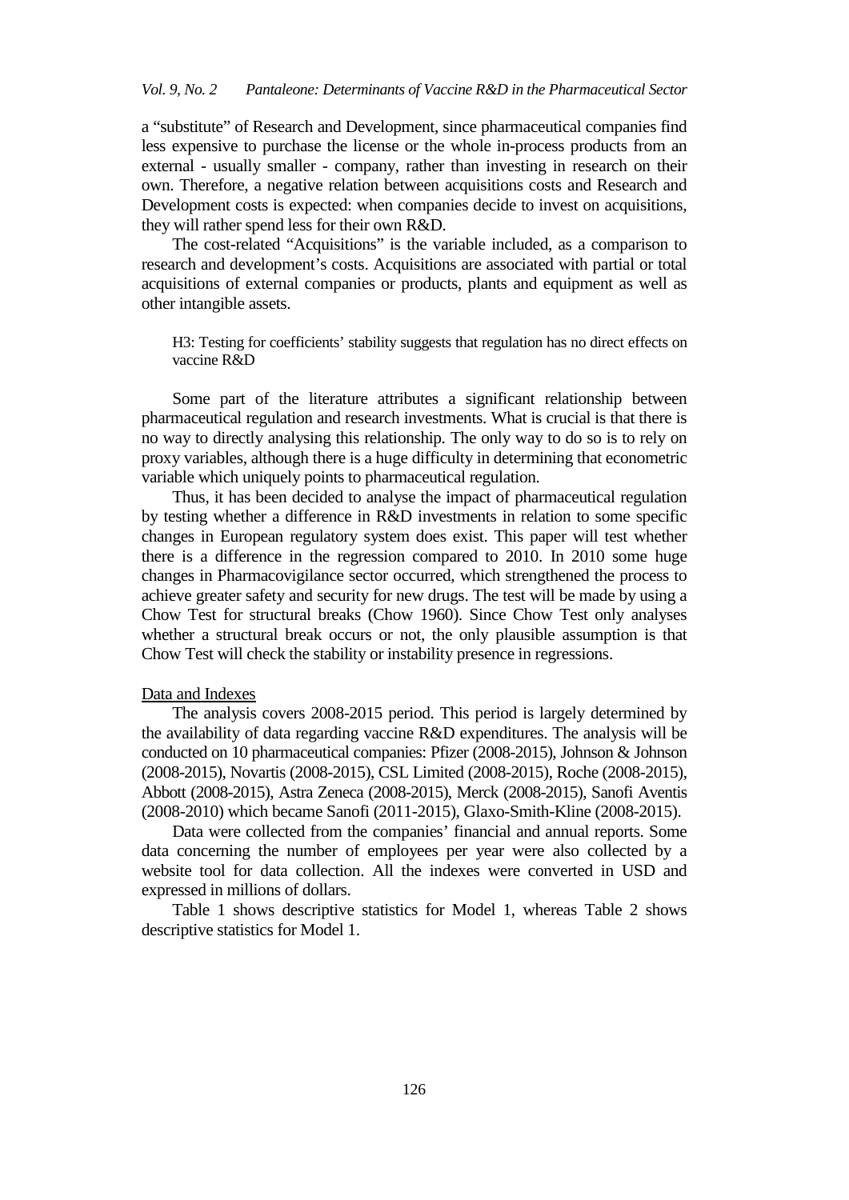a "substitute" of Research and Development, since pharmaceutical companies find less expensive to purchase the license or the whole in-process products from an external - usually smaller - company, rather than investing in research on their own. Therefore, a negative relation between acquisitions costs and Research and Development costs is expected: when companies decide to invest on acquisitions, they will rather spend less for their own R&D.

The cost-related "Acquisitions" is the variable included, as a comparison to research and development's costs. Acquisitions are associated with partial or total acquisitions of external companies or products, plants and equipment as well as other intangible assets.

> H3: Testing for coefficients' stability suggests that regulation has no direct effects on vaccine R&D

Some part of the literature attributes a significant relationship between pharmaceutical regulation and research investments. What is crucial is that there is no way to directly analysing this relationship. The only way to do so is to rely on proxy variables, although there is a huge difficulty in determining that econometric variable which uniquely points to pharmaceutical regulation.

Thus, it has been decided to analyse the impact of pharmaceutical regulation by testing whether a difference in R&D investments in relation to some specific changes in European regulatory system does exist. This paper will test whether there is a difference in the regression compared to 2010. In 2010 some huge changes in Pharmacovigilance sector occurred, which strengthened the process to achieve greater safety and security for new drugs. The test will be made by using a Chow Test for structural breaks (Chow 1960). Since Chow Test only analyses whether a structural break occurs or not, the only plausible assumption is that Chow Test will check the stability or instability presence in regressions.

<u>Data and Indexes</u>

The analysis covers 2008-2015 period. This period is largely determined by the availability of data regarding vaccine R&D expenditures. The analysis will be conducted on 10 pharmaceutical companies: Pfizer (2008-2015), Johnson & Johnson (2008-2015), Novartis (2008-2015), CSL Limited (2008-2015), Roche (2008-2015), Abbott (2008-2015), Astra Zeneca (2008-2015), Merck (2008-2015), Sanofi Aventis (2008-2010) which became Sanofi (2011-2015), Glaxo-Smith-Kline (2008-2015).

Data were collected from the companies' financial and annual reports. Some data concerning the number of employees per year were also collected by a website tool for data collection. All the indexes were converted in USD and expressed in millions of dollars.

Table 1 shows descriptive statistics for Model 1, whereas Table 2 shows descriptive statistics for Model 1.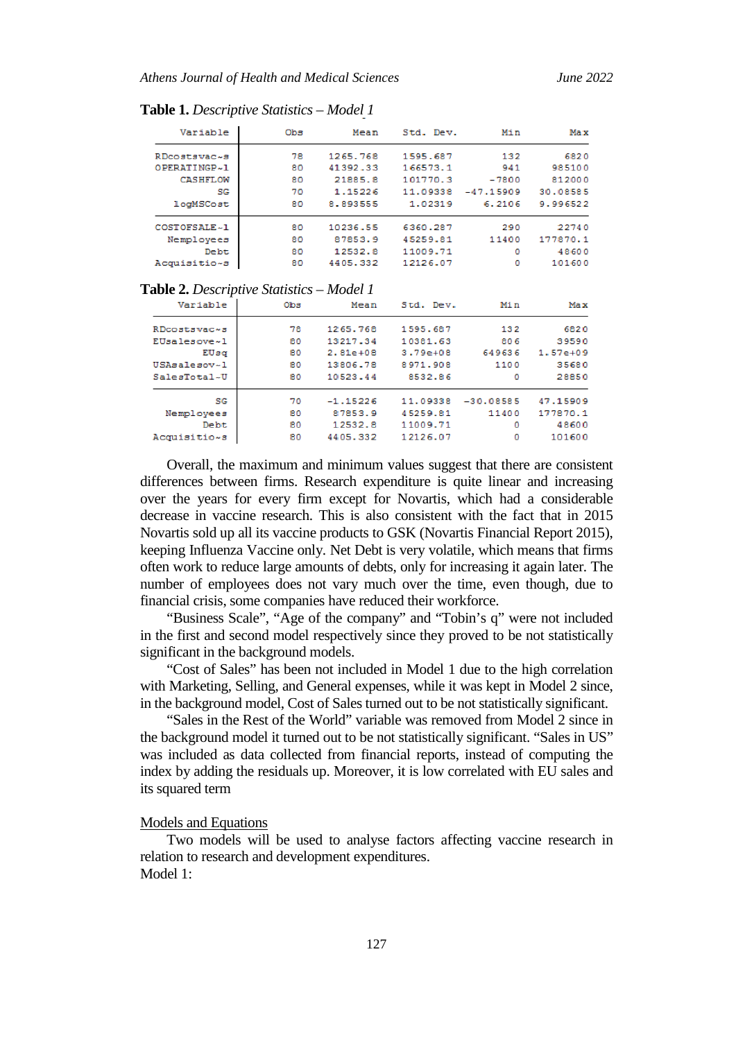**Table 1.** *Descriptive Statistics – Model 1*

| Variable | Obs | Mean | Std. Dev. | Min | Max |
|---|---|---|---|---|---|
| RDcostsvac~s | 78 | 1265.768 | 1595.687 | 132 | 6820 |
| OPERATINGP~1 | 80 | 41392.33 | 166573.1 | 941 | 985100 |
| CASHFLOW | 80 | 21885.8 | 101770.3 | -7800 | 812000 |
| SG | 70 | 1.15226 | 11.09338 | -47.15909 | 30.08585 |
| logMSCost | 80 | 8.893555 | 1.02319 | 6.2106 | 9.996522 |
| COSTOFSALE~1 | 80 | 10236.55 | 6360.287 | 290 | 22740 |
| Nemployees | 80 | 87853.9 | 45259.81 | 11400 | 177870.1 |
| Debt | 80 | 12532.8 | 11009.71 | 0 | 48600 |
| Acquisitio~s | 80 | 4405.332 | 12126.07 | 0 | 101600 |

**Table 2.** *Descriptive Statistics – Model 1*

| Variable | Obs | Mean | Std. Dev. | Min | Max |
|---|---|---|---|---|---|
| RDcostsvac~s | 78 | 1265.768 | 1595.687 | 132 | 6820 |
| EUsalesove~1 | 80 | 13217.34 | 10381.63 | 806 | 39590 |
| EUsq | 80 | 2.81e+08 | 3.79e+08 | 649636 | 1.57e+09 |
| USAsalesov~1 | 80 | 13806.78 | 8971.908 | 1100 | 35680 |
| SalesTotal-U | 80 | 10523.44 | 8532.86 | 0 | 28850 |
| SG | 70 | -1.15226 | 11.09338 | -30.08585 | 47.15909 |
| Nemployees | 80 | 87853.9 | 45259.81 | 11400 | 177870.1 |
| Debt | 80 | 12532.8 | 11009.71 | 0 | 48600 |
| Acquisitio~s | 80 | 4405.332 | 12126.07 | 0 | 101600 |

Overall, the maximum and minimum values suggest that there are consistent differences between firms. Research expenditure is quite linear and increasing over the years for every firm except for Novartis, which had a considerable decrease in vaccine research. This is also consistent with the fact that in 2015 Novartis sold up all its vaccine products to GSK (Novartis Financial Report 2015), keeping Influenza Vaccine only. Net Debt is very volatile, which means that firms often work to reduce large amounts of debts, only for increasing it again later. The number of employees does not vary much over the time, even though, due to financial crisis, some companies have reduced their workforce.

"Business Scale", "Age of the company" and "Tobin's q" were not included in the first and second model respectively since they proved to be not statistically significant in the background models.

"Cost of Sales" has been not included in Model 1 due to the high correlation with Marketing, Selling, and General expenses, while it was kept in Model 2 since, in the background model, Cost of Sales turned out to be not statistically significant.

"Sales in the Rest of the World" variable was removed from Model 2 since in the background model it turned out to be not statistically significant. "Sales in US" was included as data collected from financial reports, instead of computing the index by adding the residuals up. Moreover, it is low correlated with EU sales and its squared term

Models and Equations

Two models will be used to analyse factors affecting vaccine research in relation to research and development expenditures.

Model 1: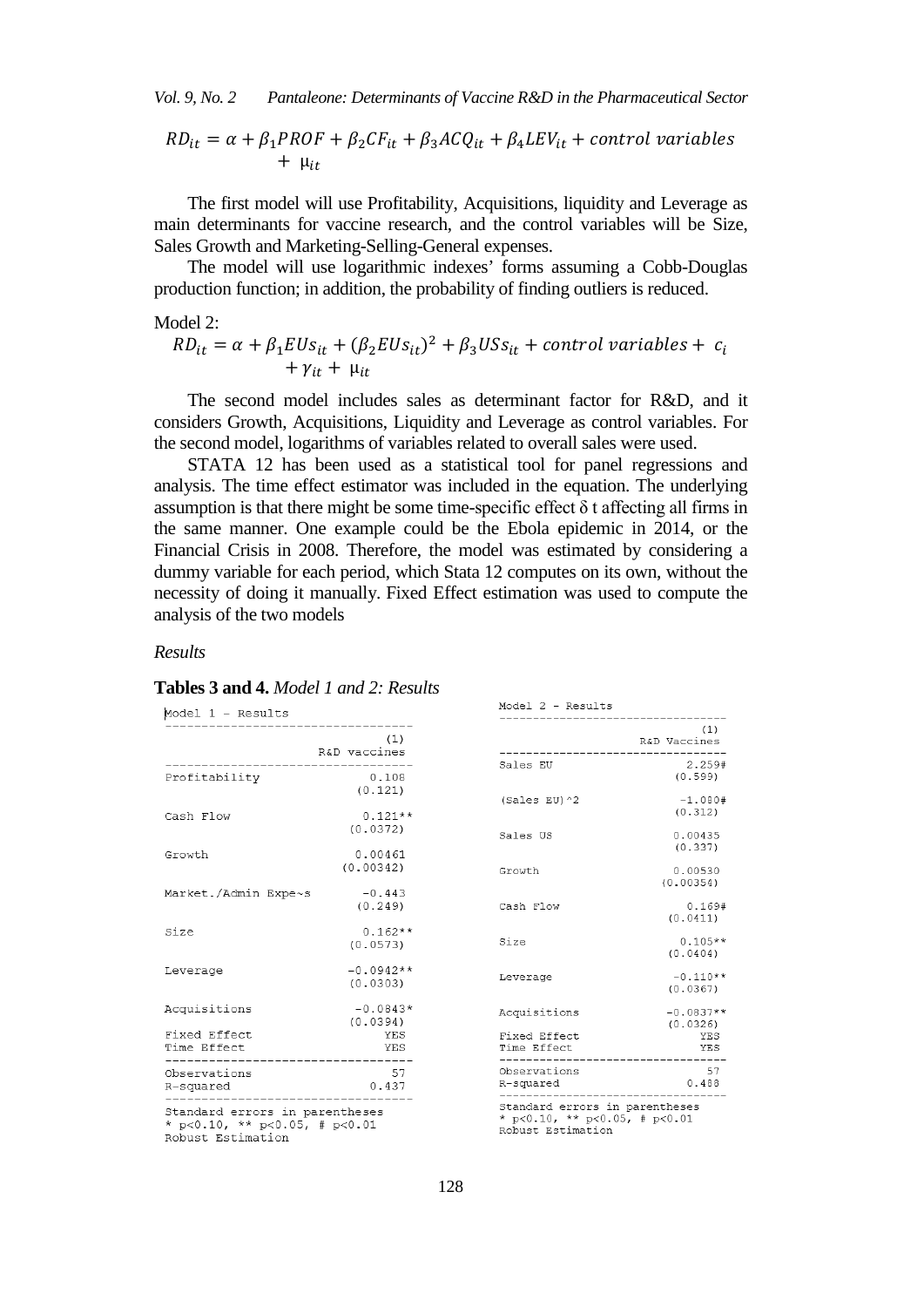$$RD_{it} = \alpha + \beta_1 PROF + \beta_2 CF_{it} + \beta_3 ACQ_{it} + \beta_4 LEV_{it} + control\ variables + \mu_{it}$$

The first model will use Profitability, Acquisitions, liquidity and Leverage as main determinants for vaccine research, and the control variables will be Size, Sales Growth and Marketing-Selling-General expenses.

The model will use logarithmic indexes' forms assuming a Cobb-Douglas production function; in addition, the probability of finding outliers is reduced.

Model 2:

$$RD_{it} = \alpha + \beta_1 EUs_{it} + (\beta_2 EUs_{it})^2 + \beta_3 USs_{it} + control\ variables + c_i + \gamma_{it} + \mu_{it}$$

The second model includes sales as determinant factor for R&D, and it considers Growth, Acquisitions, Liquidity and Leverage as control variables. For the second model, logarithms of variables related to overall sales were used.

STATA 12 has been used as a statistical tool for panel regressions and analysis. The time effect estimator was included in the equation. The underlying assumption is that there might be some time-specific effect δ t affecting all firms in the same manner. One example could be the Ebola epidemic in 2014, or the Financial Crisis in 2008. Therefore, the model was estimated by considering a dummy variable for each period, which Stata 12 computes on its own, without the necessity of doing it manually. Fixed Effect estimation was used to compute the analysis of the two models

*Results*

**Tables 3 and 4.** *Model 1 and 2: Results*

Model 1 - Results

| | (1) R&D vaccines |
|---|---|
| Profitability | 0.108 (0.121) |
| Cash Flow | 0.121** (0.0372) |
| Growth | 0.00461 (0.00342) |
| Market./Admin Expe~s | -0.443 (0.249) |
| Size | 0.162** (0.0573) |
| Leverage | -0.0942** (0.0303) |
| Acquisitions | -0.0843* (0.0394) |
| Fixed Effect | YES |
| Time Effect | YES |
| Observations | 57 |
| R-squared | 0.437 |

Standard errors in parentheses
* p<0.10, ** p<0.05, # p<0.01
Robust Estimation

Model 2 - Results

| | (1) R&D Vaccines |
|---|---|
| Sales EU | 2.259# (0.599) |
| (Sales EU)^2 | -1.080# (0.312) |
| Sales US | 0.00435 (0.337) |
| Growth | 0.00530 (0.00354) |
| Cash Flow | 0.169# (0.0411) |
| Size | 0.105** (0.0404) |
| Leverage | -0.110** (0.0367) |
| Acquisitions | -0.0837** (0.0326) |
| Fixed Effect | YES |
| Time Effect | YES |
| Observations | 57 |
| R-squared | 0.488 |

Standard errors in parentheses
* p<0.10, ** p<0.05, # p<0.01
Robust Estimation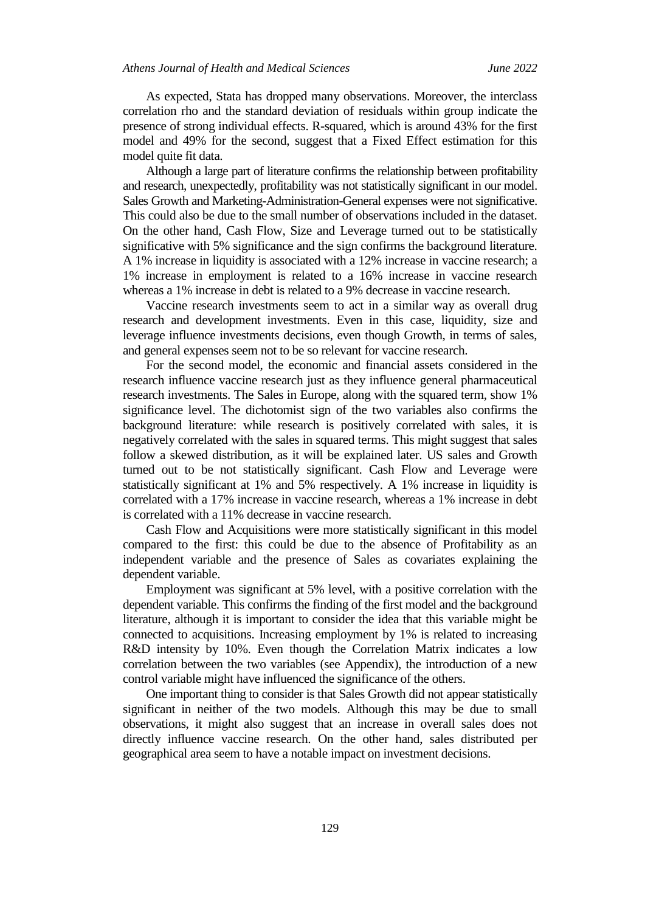As expected, Stata has dropped many observations. Moreover, the interclass correlation rho and the standard deviation of residuals within group indicate the presence of strong individual effects. R-squared, which is around 43% for the first model and 49% for the second, suggest that a Fixed Effect estimation for this model quite fit data.

Although a large part of literature confirms the relationship between profitability and research, unexpectedly, profitability was not statistically significant in our model. Sales Growth and Marketing-Administration-General expenses were not significative. This could also be due to the small number of observations included in the dataset. On the other hand, Cash Flow, Size and Leverage turned out to be statistically significative with 5% significance and the sign confirms the background literature. A 1% increase in liquidity is associated with a 12% increase in vaccine research; a 1% increase in employment is related to a 16% increase in vaccine research whereas a 1% increase in debt is related to a 9% decrease in vaccine research.

Vaccine research investments seem to act in a similar way as overall drug research and development investments. Even in this case, liquidity, size and leverage influence investments decisions, even though Growth, in terms of sales, and general expenses seem not to be so relevant for vaccine research.

For the second model, the economic and financial assets considered in the research influence vaccine research just as they influence general pharmaceutical research investments. The Sales in Europe, along with the squared term, show 1% significance level. The dichotomist sign of the two variables also confirms the background literature: while research is positively correlated with sales, it is negatively correlated with the sales in squared terms. This might suggest that sales follow a skewed distribution, as it will be explained later. US sales and Growth turned out to be not statistically significant. Cash Flow and Leverage were statistically significant at 1% and 5% respectively. A 1% increase in liquidity is correlated with a 17% increase in vaccine research, whereas a 1% increase in debt is correlated with a 11% decrease in vaccine research.

Cash Flow and Acquisitions were more statistically significant in this model compared to the first: this could be due to the absence of Profitability as an independent variable and the presence of Sales as covariates explaining the dependent variable.

Employment was significant at 5% level, with a positive correlation with the dependent variable. This confirms the finding of the first model and the background literature, although it is important to consider the idea that this variable might be connected to acquisitions. Increasing employment by 1% is related to increasing R&D intensity by 10%. Even though the Correlation Matrix indicates a low correlation between the two variables (see Appendix), the introduction of a new control variable might have influenced the significance of the others.

One important thing to consider is that Sales Growth did not appear statistically significant in neither of the two models. Although this may be due to small observations, it might also suggest that an increase in overall sales does not directly influence vaccine research. On the other hand, sales distributed per geographical area seem to have a notable impact on investment decisions.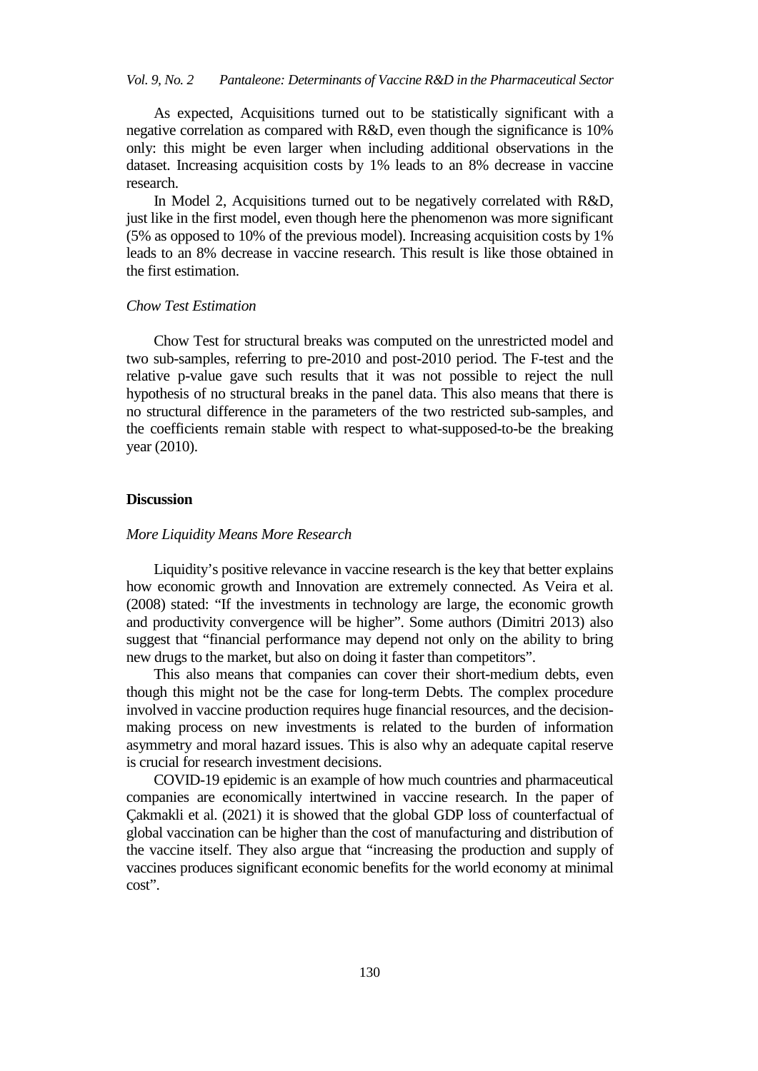As expected, Acquisitions turned out to be statistically significant with a negative correlation as compared with R&D, even though the significance is 10% only: this might be even larger when including additional observations in the dataset. Increasing acquisition costs by 1% leads to an 8% decrease in vaccine research.

In Model 2, Acquisitions turned out to be negatively correlated with R&D, just like in the first model, even though here the phenomenon was more significant (5% as opposed to 10% of the previous model). Increasing acquisition costs by 1% leads to an 8% decrease in vaccine research. This result is like those obtained in the first estimation.

*Chow Test Estimation*

Chow Test for structural breaks was computed on the unrestricted model and two sub-samples, referring to pre-2010 and post-2010 period. The F-test and the relative p-value gave such results that it was not possible to reject the null hypothesis of no structural breaks in the panel data. This also means that there is no structural difference in the parameters of the two restricted sub-samples, and the coefficients remain stable with respect to what-supposed-to-be the breaking year (2010).

## Discussion

*More Liquidity Means More Research*

Liquidity's positive relevance in vaccine research is the key that better explains how economic growth and Innovation are extremely connected. As Veira et al. (2008) stated: "If the investments in technology are large, the economic growth and productivity convergence will be higher". Some authors (Dimitri 2013) also suggest that "financial performance may depend not only on the ability to bring new drugs to the market, but also on doing it faster than competitors".

This also means that companies can cover their short-medium debts, even though this might not be the case for long-term Debts. The complex procedure involved in vaccine production requires huge financial resources, and the decision-making process on new investments is related to the burden of information asymmetry and moral hazard issues. This is also why an adequate capital reserve is crucial for research investment decisions.

COVID-19 epidemic is an example of how much countries and pharmaceutical companies are economically intertwined in vaccine research. In the paper of Çakmakli et al. (2021) it is showed that the global GDP loss of counterfactual of global vaccination can be higher than the cost of manufacturing and distribution of the vaccine itself. They also argue that "increasing the production and supply of vaccines produces significant economic benefits for the world economy at minimal cost".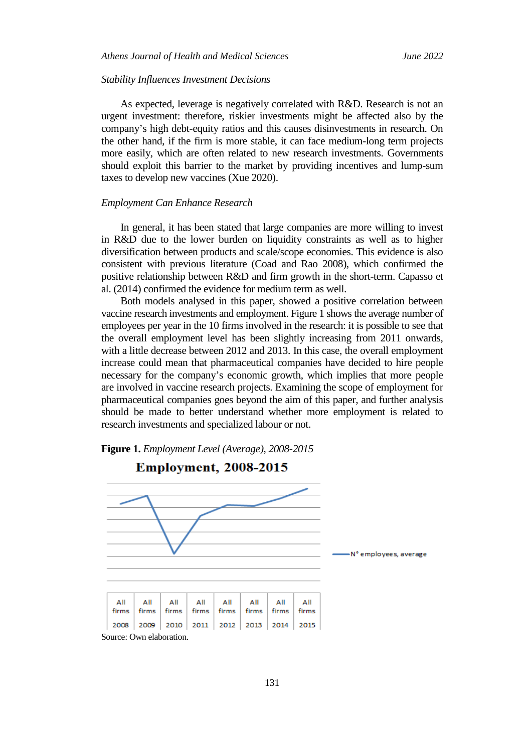### Stability Influences Investment Decisions

As expected, leverage is negatively correlated with R&D. Research is not an urgent investment: therefore, riskier investments might be affected also by the company's high debt-equity ratios and this causes disinvestments in research. On the other hand, if the firm is more stable, it can face medium-long term projects more easily, which are often related to new research investments. Governments should exploit this barrier to the market by providing incentives and lump-sum taxes to develop new vaccines (Xue 2020).

### Employment Can Enhance Research

In general, it has been stated that large companies are more willing to invest in R&D due to the lower burden on liquidity constraints as well as to higher diversification between products and scale/scope economies. This evidence is also consistent with previous literature (Coad and Rao 2008), which confirmed the positive relationship between R&D and firm growth in the short-term. Capasso et al. (2014) confirmed the evidence for medium term as well.

Both models analysed in this paper, showed a positive correlation between vaccine research investments and employment. Figure 1 shows the average number of employees per year in the 10 firms involved in the research: it is possible to see that the overall employment level has been slightly increasing from 2011 onwards, with a little decrease between 2012 and 2013. In this case, the overall employment increase could mean that pharmaceutical companies have decided to hire people necessary for the company's economic growth, which implies that more people are involved in vaccine research projects. Examining the scope of employment for pharmaceutical companies goes beyond the aim of this paper, and further analysis should be made to better understand whether more employment is related to research investments and specialized labour or not.

**Figure 1.** *Employment Level (Average), 2008-2015*

Source: Own elaboration.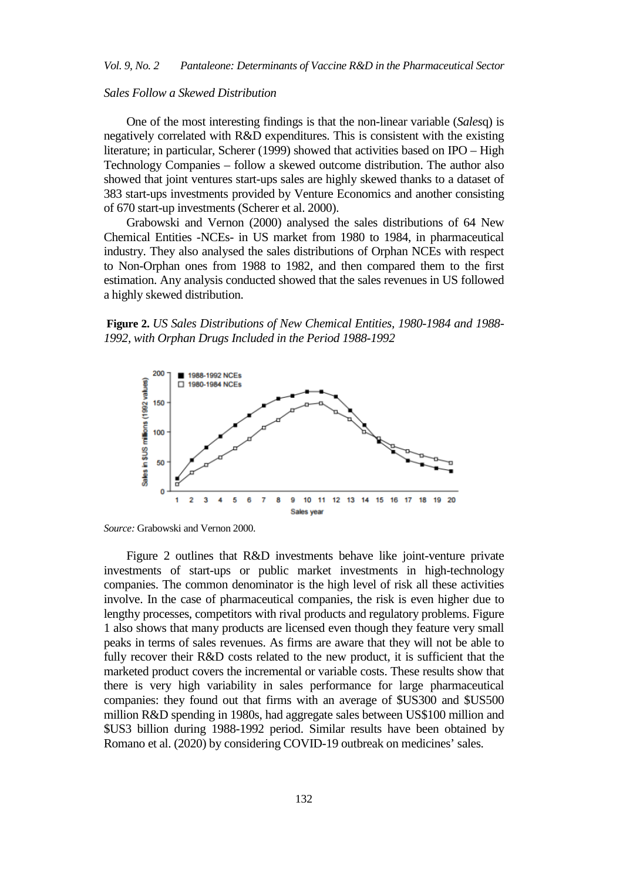*Sales Follow a Skewed Distribution*

One of the most interesting findings is that the non-linear variable (*Sales*q) is negatively correlated with R&D expenditures. This is consistent with the existing literature; in particular, Scherer (1999) showed that activities based on IPO – High Technology Companies – follow a skewed outcome distribution. The author also showed that joint ventures start-ups sales are highly skewed thanks to a dataset of 383 start-ups investments provided by Venture Economics and another consisting of 670 start-up investments (Scherer et al. 2000).

Grabowski and Vernon (2000) analysed the sales distributions of 64 New Chemical Entities -NCEs- in US market from 1980 to 1984, in pharmaceutical industry. They also analysed the sales distributions of Orphan NCEs with respect to Non-Orphan ones from 1988 to 1982, and then compared them to the first estimation. Any analysis conducted showed that the sales revenues in US followed a highly skewed distribution.

**Figure 2.** *US Sales Distributions of New Chemical Entities, 1980-1984 and 1988-1992, with Orphan Drugs Included in the Period 1988-1992*

*Source:* Grabowski and Vernon 2000.

Figure 2 outlines that R&D investments behave like joint-venture private investments of start-ups or public market investments in high-technology companies. The common denominator is the high level of risk all these activities involve. In the case of pharmaceutical companies, the risk is even higher due to lengthy processes, competitors with rival products and regulatory problems. Figure 1 also shows that many products are licensed even though they feature very small peaks in terms of sales revenues. As firms are aware that they will not be able to fully recover their R&D costs related to the new product, it is sufficient that the marketed product covers the incremental or variable costs. These results show that there is very high variability in sales performance for large pharmaceutical companies: they found out that firms with an average of $US300 and $US500 million R&D spending in 1980s, had aggregate sales between US$100 million and $US3 billion during 1988-1992 period. Similar results have been obtained by Romano et al. (2020) by considering COVID-19 outbreak on medicines' sales.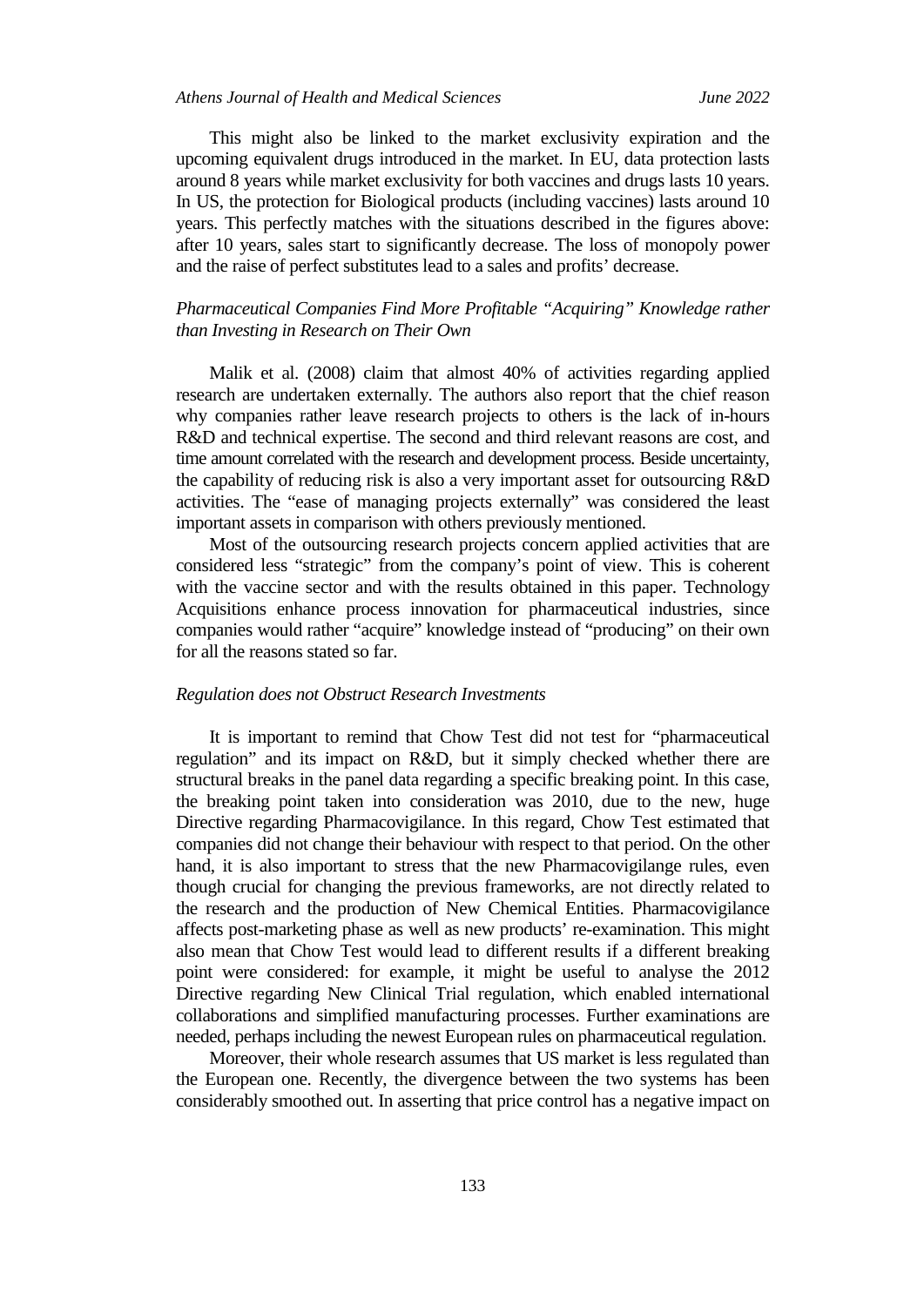This might also be linked to the market exclusivity expiration and the upcoming equivalent drugs introduced in the market. In EU, data protection lasts around 8 years while market exclusivity for both vaccines and drugs lasts 10 years. In US, the protection for Biological products (including vaccines) lasts around 10 years. This perfectly matches with the situations described in the figures above: after 10 years, sales start to significantly decrease. The loss of monopoly power and the raise of perfect substitutes lead to a sales and profits' decrease.

### *Pharmaceutical Companies Find More Profitable "Acquiring" Knowledge rather than Investing in Research on Their Own*

Malik et al. (2008) claim that almost 40% of activities regarding applied research are undertaken externally. The authors also report that the chief reason why companies rather leave research projects to others is the lack of in-hours R&D and technical expertise. The second and third relevant reasons are cost, and time amount correlated with the research and development process. Beside uncertainty, the capability of reducing risk is also a very important asset for outsourcing R&D activities. The "ease of managing projects externally" was considered the least important assets in comparison with others previously mentioned.

Most of the outsourcing research projects concern applied activities that are considered less "strategic" from the company's point of view. This is coherent with the vaccine sector and with the results obtained in this paper. Technology Acquisitions enhance process innovation for pharmaceutical industries, since companies would rather "acquire" knowledge instead of "producing" on their own for all the reasons stated so far.

### *Regulation does not Obstruct Research Investments*

It is important to remind that Chow Test did not test for "pharmaceutical regulation" and its impact on R&D, but it simply checked whether there are structural breaks in the panel data regarding a specific breaking point. In this case, the breaking point taken into consideration was 2010, due to the new, huge Directive regarding Pharmacovigilance. In this regard, Chow Test estimated that companies did not change their behaviour with respect to that period. On the other hand, it is also important to stress that the new Pharmacovigilange rules, even though crucial for changing the previous frameworks, are not directly related to the research and the production of New Chemical Entities. Pharmacovigilance affects post-marketing phase as well as new products' re-examination. This might also mean that Chow Test would lead to different results if a different breaking point were considered: for example, it might be useful to analyse the 2012 Directive regarding New Clinical Trial regulation, which enabled international collaborations and simplified manufacturing processes. Further examinations are needed, perhaps including the newest European rules on pharmaceutical regulation.

Moreover, their whole research assumes that US market is less regulated than the European one. Recently, the divergence between the two systems has been considerably smoothed out. In asserting that price control has a negative impact on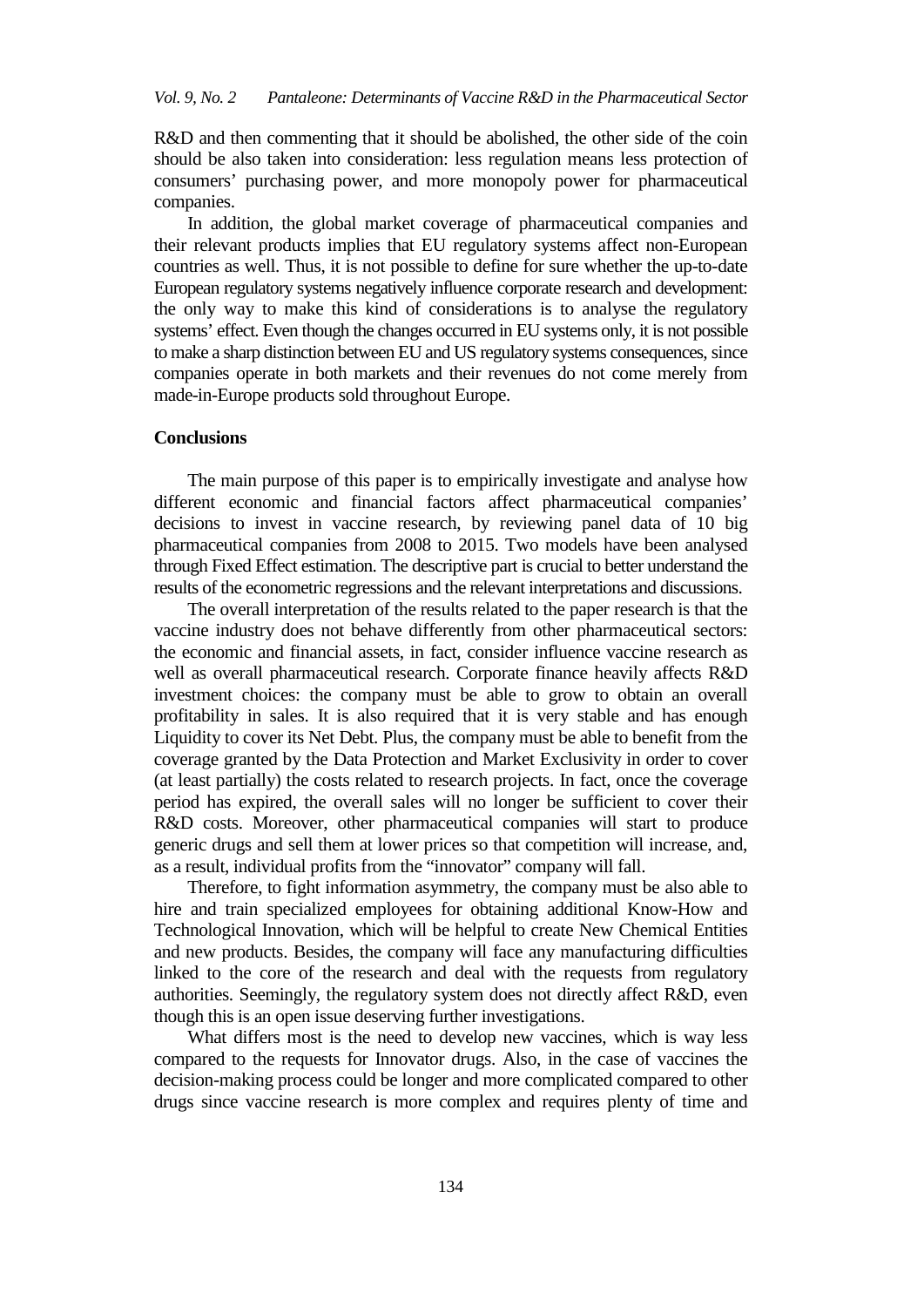R&D and then commenting that it should be abolished, the other side of the coin should be also taken into consideration: less regulation means less protection of consumers' purchasing power, and more monopoly power for pharmaceutical companies.

In addition, the global market coverage of pharmaceutical companies and their relevant products implies that EU regulatory systems affect non-European countries as well. Thus, it is not possible to define for sure whether the up-to-date European regulatory systems negatively influence corporate research and development: the only way to make this kind of considerations is to analyse the regulatory systems' effect. Even though the changes occurred in EU systems only, it is not possible to make a sharp distinction between EU and US regulatory systems consequences, since companies operate in both markets and their revenues do not come merely from made-in-Europe products sold throughout Europe.

## Conclusions

The main purpose of this paper is to empirically investigate and analyse how different economic and financial factors affect pharmaceutical companies' decisions to invest in vaccine research, by reviewing panel data of 10 big pharmaceutical companies from 2008 to 2015. Two models have been analysed through Fixed Effect estimation. The descriptive part is crucial to better understand the results of the econometric regressions and the relevant interpretations and discussions.

The overall interpretation of the results related to the paper research is that the vaccine industry does not behave differently from other pharmaceutical sectors: the economic and financial assets, in fact, consider influence vaccine research as well as overall pharmaceutical research. Corporate finance heavily affects R&D investment choices: the company must be able to grow to obtain an overall profitability in sales. It is also required that it is very stable and has enough Liquidity to cover its Net Debt. Plus, the company must be able to benefit from the coverage granted by the Data Protection and Market Exclusivity in order to cover (at least partially) the costs related to research projects. In fact, once the coverage period has expired, the overall sales will no longer be sufficient to cover their R&D costs. Moreover, other pharmaceutical companies will start to produce generic drugs and sell them at lower prices so that competition will increase, and, as a result, individual profits from the "innovator" company will fall.

Therefore, to fight information asymmetry, the company must be also able to hire and train specialized employees for obtaining additional Know-How and Technological Innovation, which will be helpful to create New Chemical Entities and new products. Besides, the company will face any manufacturing difficulties linked to the core of the research and deal with the requests from regulatory authorities. Seemingly, the regulatory system does not directly affect R&D, even though this is an open issue deserving further investigations.

What differs most is the need to develop new vaccines, which is way less compared to the requests for Innovator drugs. Also, in the case of vaccines the decision-making process could be longer and more complicated compared to other drugs since vaccine research is more complex and requires plenty of time and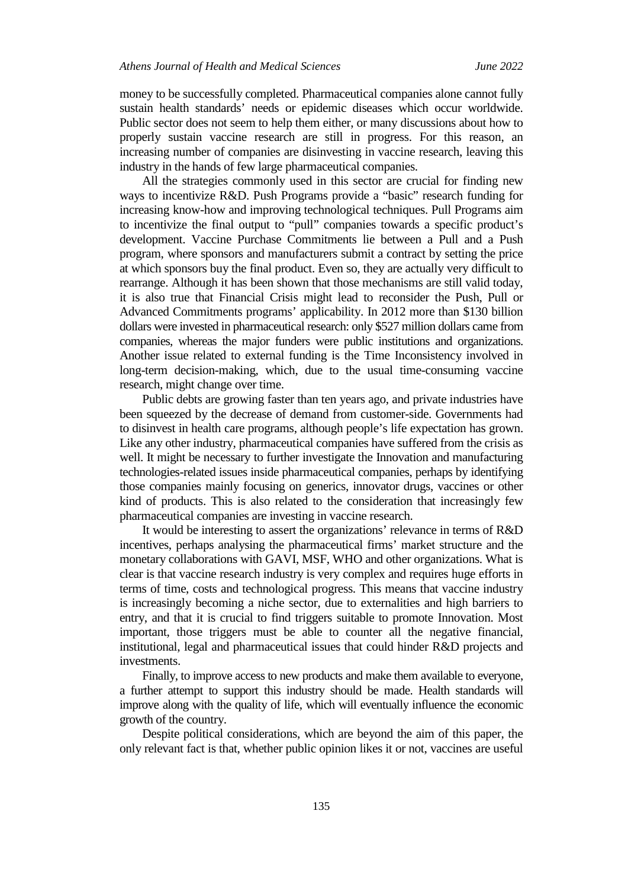money to be successfully completed. Pharmaceutical companies alone cannot fully sustain health standards' needs or epidemic diseases which occur worldwide. Public sector does not seem to help them either, or many discussions about how to properly sustain vaccine research are still in progress. For this reason, an increasing number of companies are disinvesting in vaccine research, leaving this industry in the hands of few large pharmaceutical companies.

All the strategies commonly used in this sector are crucial for finding new ways to incentivize R&D. Push Programs provide a "basic" research funding for increasing know-how and improving technological techniques. Pull Programs aim to incentivize the final output to "pull" companies towards a specific product's development. Vaccine Purchase Commitments lie between a Pull and a Push program, where sponsors and manufacturers submit a contract by setting the price at which sponsors buy the final product. Even so, they are actually very difficult to rearrange. Although it has been shown that those mechanisms are still valid today, it is also true that Financial Crisis might lead to reconsider the Push, Pull or Advanced Commitments programs' applicability. In 2012 more than $130 billion dollars were invested in pharmaceutical research: only $527 million dollars came from companies, whereas the major funders were public institutions and organizations. Another issue related to external funding is the Time Inconsistency involved in long-term decision-making, which, due to the usual time-consuming vaccine research, might change over time.

Public debts are growing faster than ten years ago, and private industries have been squeezed by the decrease of demand from customer-side. Governments had to disinvest in health care programs, although people's life expectation has grown. Like any other industry, pharmaceutical companies have suffered from the crisis as well. It might be necessary to further investigate the Innovation and manufacturing technologies-related issues inside pharmaceutical companies, perhaps by identifying those companies mainly focusing on generics, innovator drugs, vaccines or other kind of products. This is also related to the consideration that increasingly few pharmaceutical companies are investing in vaccine research.

It would be interesting to assert the organizations' relevance in terms of R&D incentives, perhaps analysing the pharmaceutical firms' market structure and the monetary collaborations with GAVI, MSF, WHO and other organizations. What is clear is that vaccine research industry is very complex and requires huge efforts in terms of time, costs and technological progress. This means that vaccine industry is increasingly becoming a niche sector, due to externalities and high barriers to entry, and that it is crucial to find triggers suitable to promote Innovation. Most important, those triggers must be able to counter all the negative financial, institutional, legal and pharmaceutical issues that could hinder R&D projects and investments.

Finally, to improve access to new products and make them available to everyone, a further attempt to support this industry should be made. Health standards will improve along with the quality of life, which will eventually influence the economic growth of the country.

Despite political considerations, which are beyond the aim of this paper, the only relevant fact is that, whether public opinion likes it or not, vaccines are useful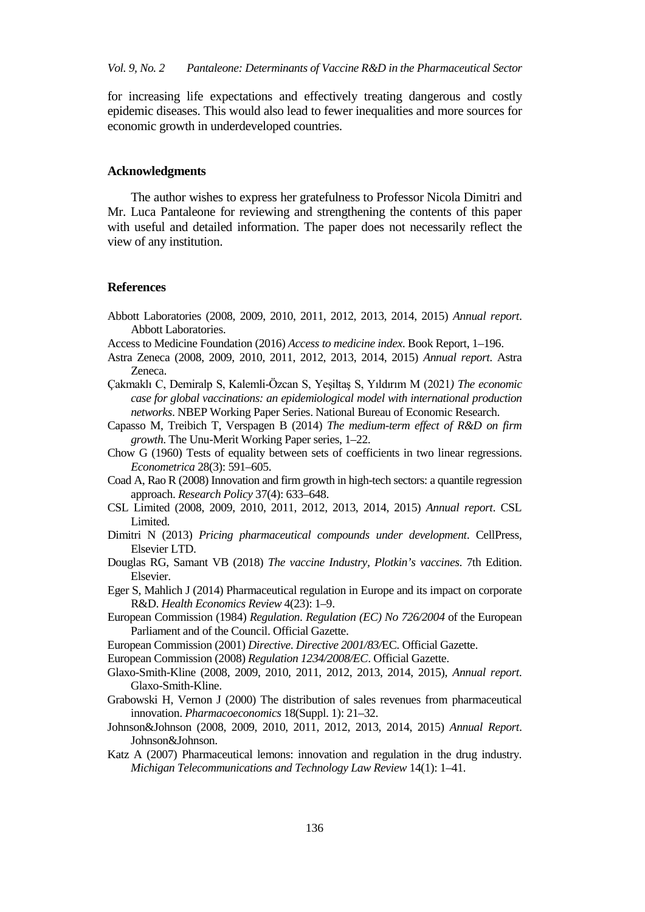for increasing life expectations and effectively treating dangerous and costly epidemic diseases. This would also lead to fewer inequalities and more sources for economic growth in underdeveloped countries.

## Acknowledgments

The author wishes to express her gratefulness to Professor Nicola Dimitri and Mr. Luca Pantaleone for reviewing and strengthening the contents of this paper with useful and detailed information. The paper does not necessarily reflect the view of any institution.

## References

Abbott Laboratories (2008, 2009, 2010, 2011, 2012, 2013, 2014, 2015) *Annual report*. Abbott Laboratories.

Access to Medicine Foundation (2016) *Access to medicine index*. Book Report, 1–196.

Astra Zeneca (2008, 2009, 2010, 2011, 2012, 2013, 2014, 2015) *Annual report*. Astra Zeneca.

Çakmaklı C, Demiralp S, Kalemli-Özcan S, Yeşiltaş S, Yıldırım M (2021*) The economic case for global vaccinations: an epidemiological model with international production networks*. NBEP Working Paper Series. National Bureau of Economic Research.

Capasso M, Treibich T, Verspagen B (2014) *The medium-term effect of R&D on firm growth*. The Unu-Merit Working Paper series, 1–22.

Chow G (1960) Tests of equality between sets of coefficients in two linear regressions. *Econometrica* 28(3): 591–605.

Coad A, Rao R (2008) Innovation and firm growth in high-tech sectors: a quantile regression approach. *Research Policy* 37(4): 633–648.

CSL Limited (2008, 2009, 2010, 2011, 2012, 2013, 2014, 2015) *Annual report*. CSL Limited.

Dimitri N (2013) *Pricing pharmaceutical compounds under development*. CellPress, Elsevier LTD.

Douglas RG, Samant VB (2018) *The vaccine Industry, Plotkin's vaccines*. 7th Edition. Elsevier.

Eger S, Mahlich J (2014) Pharmaceutical regulation in Europe and its impact on corporate R&D. *Health Economics Review* 4(23): 1–9.

European Commission (1984) *Regulation*. *Regulation (EC) No 726/2004* of the European Parliament and of the Council. Official Gazette.

European Commission (2001) *Directive*. *Directive 2001/83/*EC. Official Gazette.

European Commission (2008) *Regulation 1234/2008/EC*. Official Gazette.

Glaxo-Smith-Kline (2008, 2009, 2010, 2011, 2012, 2013, 2014, 2015), *Annual report*. Glaxo-Smith-Kline.

Grabowski H, Vernon J (2000) The distribution of sales revenues from pharmaceutical innovation. *Pharmacoeconomics* 18(Suppl. 1): 21–32.

Johnson&Johnson (2008, 2009, 2010, 2011, 2012, 2013, 2014, 2015) *Annual Report*. Johnson&Johnson.

Katz A (2007) Pharmaceutical lemons: innovation and regulation in the drug industry. *Michigan Telecommunications and Technology Law Review* 14(1): 1–41.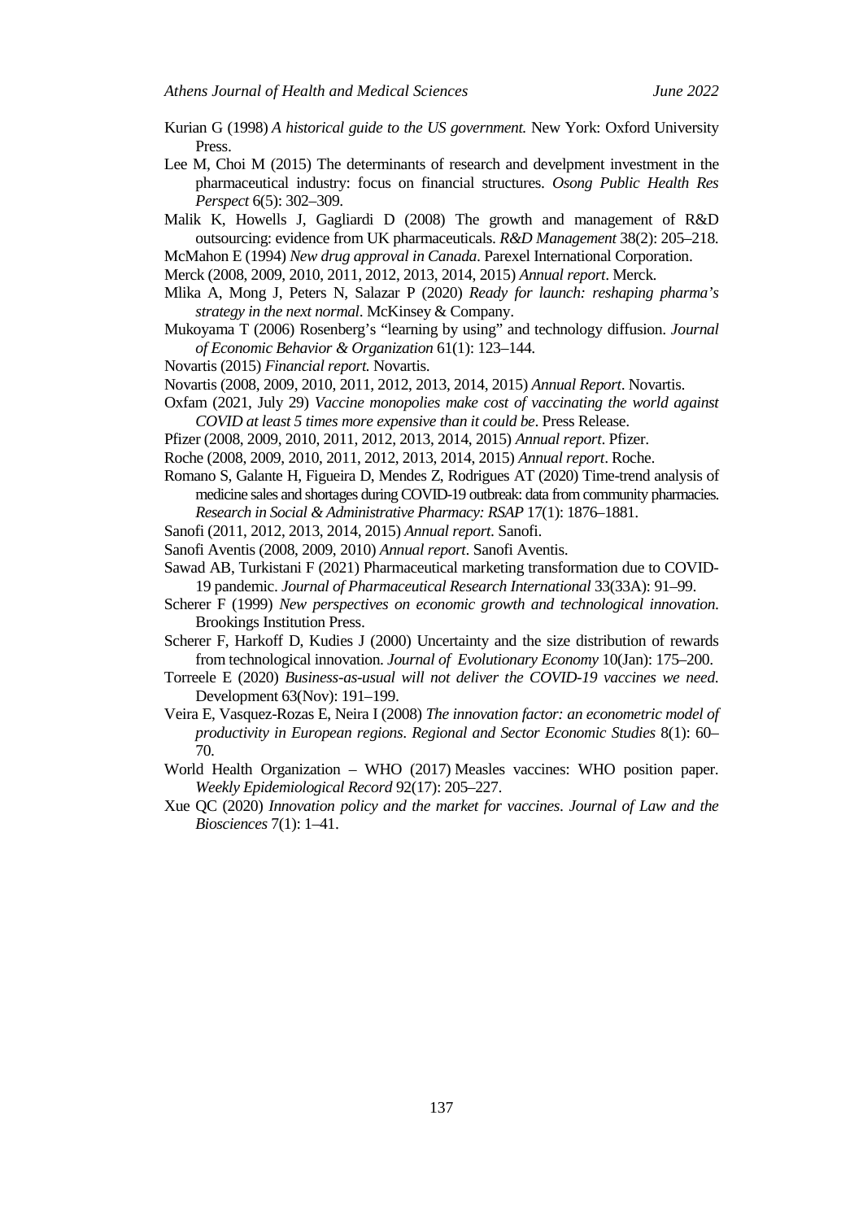Kurian G (1998) *A historical guide to the US government.* New York: Oxford University Press.

Lee M, Choi M (2015) The determinants of research and develpment investment in the pharmaceutical industry: focus on financial structures. *Osong Public Health Res Perspect* 6(5): 302–309.

Malik K, Howells J, Gagliardi D (2008) The growth and management of R&D outsourcing: evidence from UK pharmaceuticals. *R&D Management* 38(2): 205–218.

McMahon E (1994) *New drug approval in Canada*. Parexel International Corporation.

Merck (2008, 2009, 2010, 2011, 2012, 2013, 2014, 2015) *Annual report*. Merck.

Mlika A, Mong J, Peters N, Salazar P (2020) *Ready for launch: reshaping pharma's strategy in the next normal*. McKinsey & Company.

Mukoyama T (2006) Rosenberg's "learning by using" and technology diffusion. *Journal of Economic Behavior & Organization* 61(1): 123–144.

Novartis (2015) *Financial report.* Novartis.

Novartis (2008, 2009, 2010, 2011, 2012, 2013, 2014, 2015) *Annual Report*. Novartis.

Oxfam (2021, July 29) *Vaccine monopolies make cost of vaccinating the world against COVID at least 5 times more expensive than it could be*. Press Release.

Pfizer (2008, 2009, 2010, 2011, 2012, 2013, 2014, 2015) *Annual report*. Pfizer.

Roche (2008, 2009, 2010, 2011, 2012, 2013, 2014, 2015) *Annual report*. Roche.

Romano S, Galante H, Figueira D, Mendes Z, Rodrigues AT (2020) Time-trend analysis of medicine sales and shortages during COVID-19 outbreak: data from community pharmacies. *Research in Social & Administrative Pharmacy: RSAP* 17(1): 1876–1881.

Sanofi (2011, 2012, 2013, 2014, 2015) *Annual report*. Sanofi.

Sanofi Aventis (2008, 2009, 2010) *Annual report*. Sanofi Aventis.

Sawad AB, Turkistani F (2021) Pharmaceutical marketing transformation due to COVID-19 pandemic. *Journal of Pharmaceutical Research International* 33(33A): 91–99.

Scherer F (1999) *New perspectives on economic growth and technological innovation*. Brookings Institution Press.

Scherer F, Harkoff D, Kudies J (2000) Uncertainty and the size distribution of rewards from technological innovation. *Journal of Evolutionary Economy* 10(Jan): 175–200.

Torreele E (2020) *Business-as-usual will not deliver the COVID-19 vaccines we need.* Development 63(Nov): 191–199.

Veira E, Vasquez-Rozas E, Neira I (2008) *The innovation factor: an econometric model of productivity in European regions. Regional and Sector Economic Studies* 8(1): 60–70.

World Health Organization – WHO (2017) Measles vaccines: WHO position paper. *Weekly Epidemiological Record* 92(17): 205–227.

Xue QC (2020) *Innovation policy and the market for vaccines. Journal of Law and the Biosciences* 7(1): 1–41.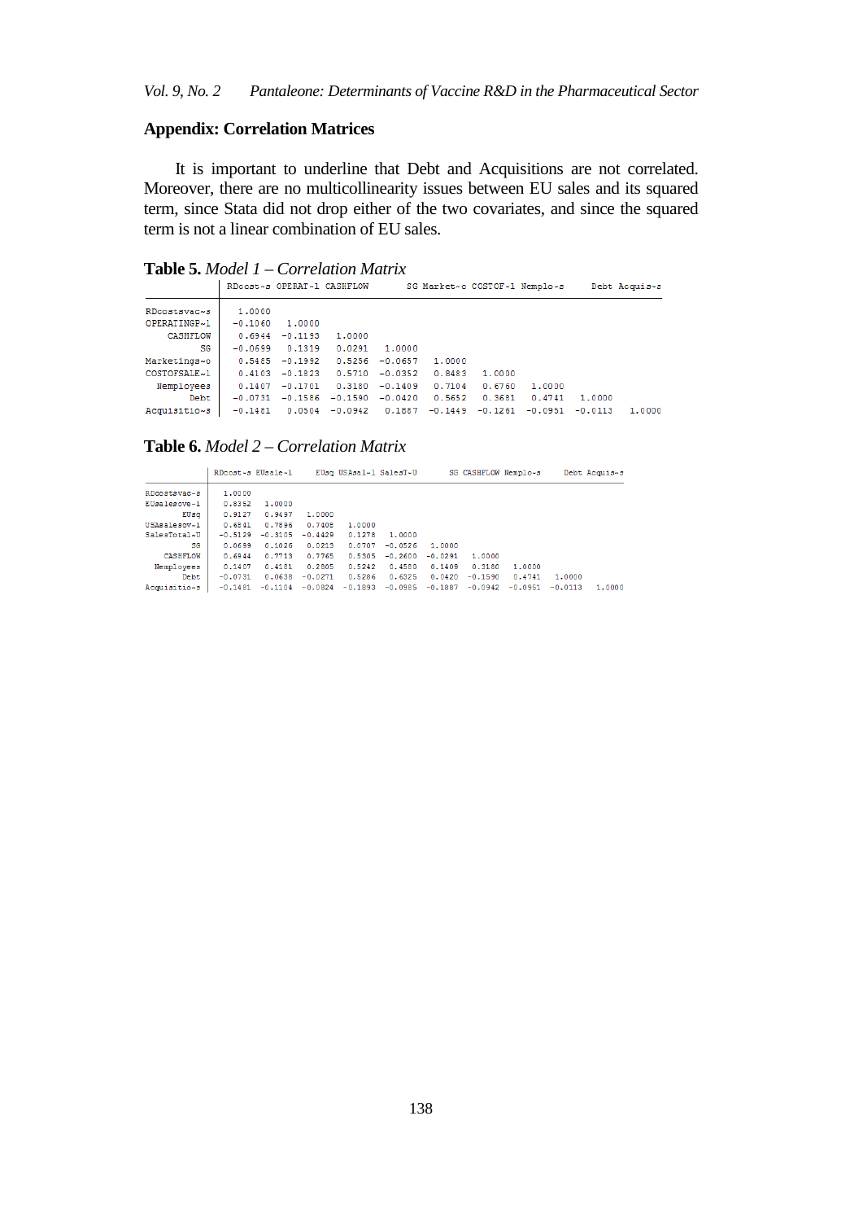## Appendix: Correlation Matrices

It is important to underline that Debt and Acquisitions are not correlated. Moreover, there are no multicollinearity issues between EU sales and its squared term, since Stata did not drop either of the two covariates, and since the squared term is not a linear combination of EU sales.

**Table 5.** *Model 1 – Correlation Matrix*

| | RDcost~s | OPERAT~1 | CASHFLOW | SG | Market~o | COSTOF~1 | Nemplo~s | Debt | Acquis~s |
|---|---|---|---|---|---|---|---|---|---|
| RDcostsvac~s | 1.0000 | | | | | | | | |
| OPERATINGP~1 | -0.1060 | 1.0000 | | | | | | | |
| CASHFLOW | 0.6944 | -0.1193 | 1.0000 | | | | | | |
| SG | -0.0699 | 0.1319 | 0.0291 | 1.0000 | | | | | |
| Marketings~o | 0.5485 | -0.1992 | 0.5256 | -0.0657 | 1.0000 | | | | |
| COSTOFSALE~1 | 0.4103 | -0.1823 | 0.5710 | -0.0352 | 0.8483 | 1.0000 | | | |
| Nemployees | 0.1407 | -0.1701 | 0.3180 | -0.1409 | 0.7104 | 0.6760 | 1.0000 | | |
| Debt | -0.0731 | -0.1586 | -0.1590 | -0.0420 | 0.5652 | 0.3681 | 0.4741 | 1.0000 | |
| Acquisitio~s | -0.1481 | 0.0504 | -0.0942 | 0.1887 | -0.1449 | -0.1261 | -0.0951 | -0.0113 | 1.0000 |

**Table 6.** *Model 2 – Correlation Matrix*

| | RDcost~s | EUsale~1 | EUsq | USAsal~1 | SalesT~U | SG | CASHFLOW | Nemplo~s | Debt | Acquis~s |
|---|---|---|---|---|---|---|---|---|---|---|
| RDcostsvac~s | 1.0000 | | | | | | | | | |
| EUsalesove~1 | 0.8352 | 1.0000 | | | | | | | | |
| EUsq | 0.9127 | 0.9497 | 1.0000 | | | | | | | |
| USAsalesov~1 | 0.6841 | 0.7896 | 0.7408 | 1.0000 | | | | | | |
| SalesTotal~U | -0.5129 | -0.3105 | -0.4429 | 0.1278 | 1.0000 | | | | | |
| SG | 0.0699 | 0.1026 | 0.0213 | 0.0707 | -0.0526 | 1.0000 | | | | |
| CASHFLOW | 0.6944 | 0.7713 | 0.7765 | 0.5305 | -0.2600 | -0.0291 | 1.0000 | | | |
| Nemployees | 0.1407 | 0.4181 | 0.2805 | 0.5242 | 0.4580 | 0.1409 | 0.3180 | 1.0000 | | |
| Debt | -0.0731 | 0.0638 | -0.0271 | 0.5286 | 0.6325 | 0.0420 | -0.1590 | 0.4741 | 1.0000 | |
| Acquisitio~s | -0.1481 | -0.1104 | -0.0824 | -0.1893 | -0.0985 | -0.1887 | -0.0942 | -0.0951 | -0.0113 | 1.0000 |